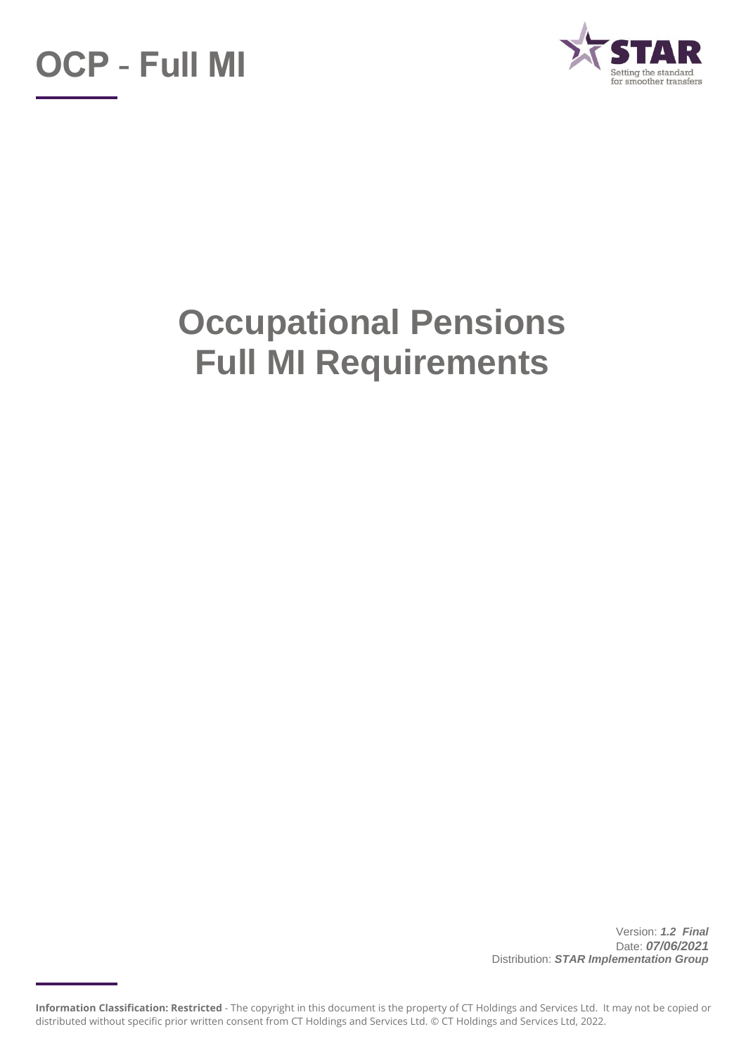# OCP - Full MI

STAR
Setting the standard for smoother transfers

# Occupational Pensions Full MI Requirements

Version: ***1.2 Final***
Date: ***07/06/2021***
Distribution: ***STAR Implementation Group***

**Information Classification: Restricted** - The copyright in this document is the property of CT Holdings and Services Ltd. It may not be copied or distributed without specific prior written consent from CT Holdings and Services Ltd. © CT Holdings and Services Ltd, 2022.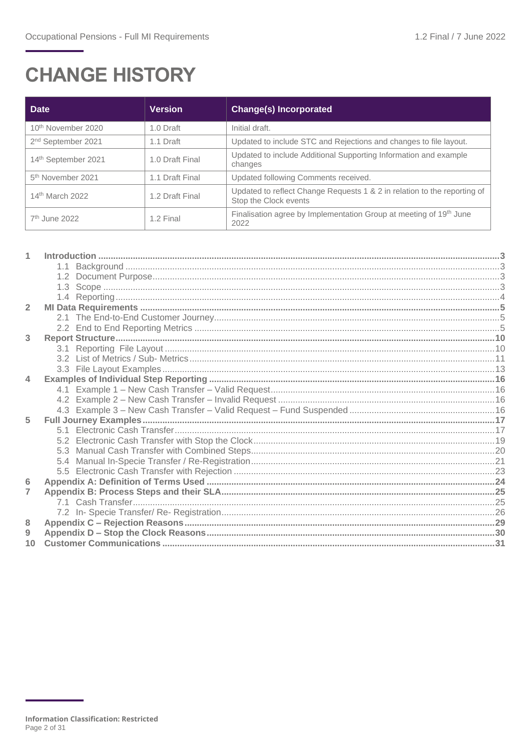# CHANGE HISTORY

| Date | Version | Change(s) Incorporated |
|---|---|---|
| 10th November 2020 | 1.0 Draft | Initial draft. |
| 2nd September 2021 | 1.1 Draft | Updated to include STC and Rejections and changes to file layout. |
| 14th September 2021 | 1.0 Draft Final | Updated to include Additional Supporting Information and example changes |
| 5th November 2021 | 1.1 Draft Final | Updated following Comments received. |
| 14th March 2022 | 1.2 Draft Final | Updated to reflect Change Requests 1 & 2 in relation to the reporting of Stop the Clock events |
| 7th June 2022 | 1.2 Final | Finalisation agree by Implementation Group at meeting of 19th June 2022 |

- **1 Introduction** ..... 3
  - 1.1 Background ..... 3
  - 1.2 Document Purpose ..... 3
  - 1.3 Scope ..... 3
  - 1.4 Reporting ..... 4
- **2 MI Data Requirements** ..... 5
  - 2.1 The End-to-End Customer Journey ..... 5
  - 2.2 End to End Reporting Metrics ..... 5
- **3 Report Structure** ..... 10
  - 3.1 Reporting File Layout ..... 10
  - 3.2 List of Metrics / Sub- Metrics ..... 11
  - 3.3 File Layout Examples ..... 13
- **4 Examples of Individual Step Reporting** ..... 16
  - 4.1 Example 1 – New Cash Transfer – Valid Request ..... 16
  - 4.2 Example 2 – New Cash Transfer – Invalid Request ..... 16
  - 4.3 Example 3 – New Cash Transfer – Valid Request – Fund Suspended ..... 16
- **5 Full Journey Examples** ..... 17
  - 5.1 Electronic Cash Transfer ..... 17
  - 5.2 Electronic Cash Transfer with Stop the Clock ..... 19
  - 5.3 Manual Cash Transfer with Combined Steps ..... 20
  - 5.4 Manual In-Specie Transfer / Re-Registration ..... 21
  - 5.5 Electronic Cash Transfer with Rejection ..... 23
- **6 Appendix A: Definition of Terms Used** ..... 24
- **7 Appendix B: Process Steps and their SLA** ..... 25
  - 7.1 Cash Transfer ..... 25
  - 7.2 In- Specie Transfer/ Re- Registration ..... 26
- **8 Appendix C – Rejection Reasons** ..... 29
- **9 Appendix D – Stop the Clock Reasons** ..... 30
- **10 Customer Communications** ..... 31

**Information Classification: Restricted**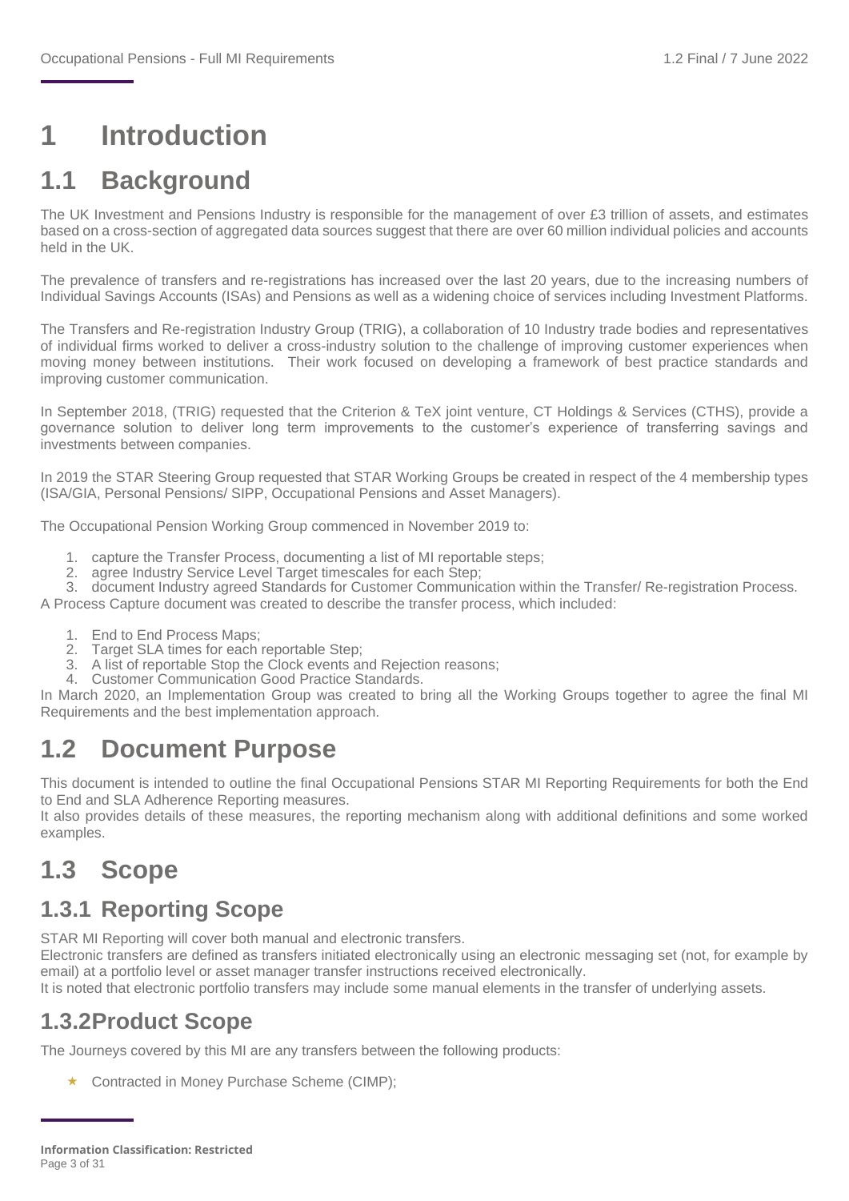# 1 Introduction

## 1.1 Background

The UK Investment and Pensions Industry is responsible for the management of over £3 trillion of assets, and estimates based on a cross-section of aggregated data sources suggest that there are over 60 million individual policies and accounts held in the UK.

The prevalence of transfers and re-registrations has increased over the last 20 years, due to the increasing numbers of Individual Savings Accounts (ISAs) and Pensions as well as a widening choice of services including Investment Platforms.

The Transfers and Re-registration Industry Group (TRIG), a collaboration of 10 Industry trade bodies and representatives of individual firms worked to deliver a cross-industry solution to the challenge of improving customer experiences when moving money between institutions. Their work focused on developing a framework of best practice standards and improving customer communication.

In September 2018, (TRIG) requested that the Criterion & TeX joint venture, CT Holdings & Services (CTHS), provide a governance solution to deliver long term improvements to the customer's experience of transferring savings and investments between companies.

In 2019 the STAR Steering Group requested that STAR Working Groups be created in respect of the 4 membership types (ISA/GIA, Personal Pensions/ SIPP, Occupational Pensions and Asset Managers).

The Occupational Pension Working Group commenced in November 2019 to:

1. capture the Transfer Process, documenting a list of MI reportable steps;
2. agree Industry Service Level Target timescales for each Step;
3. document Industry agreed Standards for Customer Communication within the Transfer/ Re-registration Process.

A Process Capture document was created to describe the transfer process, which included:

1. End to End Process Maps;
2. Target SLA times for each reportable Step;
3. A list of reportable Stop the Clock events and Rejection reasons;
4. Customer Communication Good Practice Standards.

In March 2020, an Implementation Group was created to bring all the Working Groups together to agree the final MI Requirements and the best implementation approach.

## 1.2 Document Purpose

This document is intended to outline the final Occupational Pensions STAR MI Reporting Requirements for both the End to End and SLA Adherence Reporting measures.

It also provides details of these measures, the reporting mechanism along with additional definitions and some worked examples.

## 1.3 Scope

### 1.3.1 Reporting Scope

STAR MI Reporting will cover both manual and electronic transfers.

Electronic transfers are defined as transfers initiated electronically using an electronic messaging set (not, for example by email) at a portfolio level or asset manager transfer instructions received electronically.

It is noted that electronic portfolio transfers may include some manual elements in the transfer of underlying assets.

### 1.3.2 Product Scope

The Journeys covered by this MI are any transfers between the following products:

- Contracted in Money Purchase Scheme (CIMP);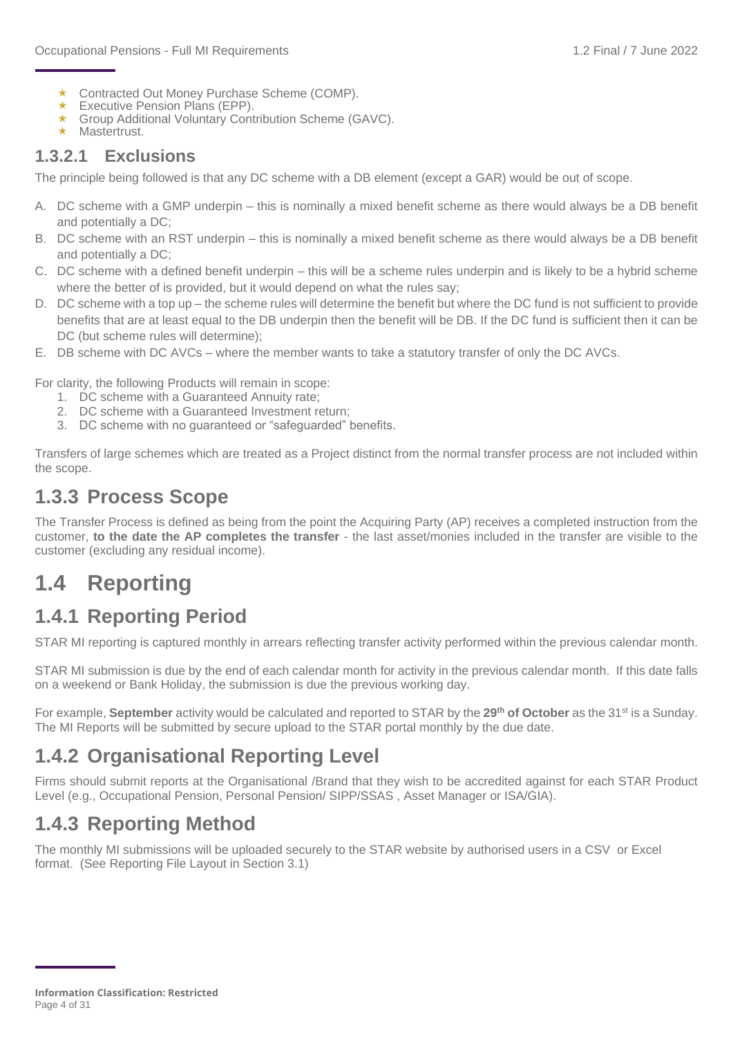- Contracted Out Money Purchase Scheme (COMP).
- Executive Pension Plans (EPP).
- Group Additional Voluntary Contribution Scheme (GAVC).
- Mastertrust.

#### 1.3.2.1 Exclusions

The principle being followed is that any DC scheme with a DB element (except a GAR) would be out of scope.

A. DC scheme with a GMP underpin – this is nominally a mixed benefit scheme as there would always be a DB benefit and potentially a DC;
B. DC scheme with an RST underpin – this is nominally a mixed benefit scheme as there would always be a DB benefit and potentially a DC;
C. DC scheme with a defined benefit underpin – this will be a scheme rules underpin and is likely to be a hybrid scheme where the better of is provided, but it would depend on what the rules say;
D. DC scheme with a top up – the scheme rules will determine the benefit but where the DC fund is not sufficient to provide benefits that are at least equal to the DB underpin then the benefit will be DB. If the DC fund is sufficient then it can be DC (but scheme rules will determine);
E. DB scheme with DC AVCs – where the member wants to take a statutory transfer of only the DC AVCs.

For clarity, the following Products will remain in scope:

1. DC scheme with a Guaranteed Annuity rate;
2. DC scheme with a Guaranteed Investment return;
3. DC scheme with no guaranteed or "safeguarded" benefits.

Transfers of large schemes which are treated as a Project distinct from the normal transfer process are not included within the scope.

### 1.3.3 Process Scope

The Transfer Process is defined as being from the point the Acquiring Party (AP) receives a completed instruction from the customer, **to the date the AP completes the transfer** - the last asset/monies included in the transfer are visible to the customer (excluding any residual income).

## 1.4 Reporting

### 1.4.1 Reporting Period

STAR MI reporting is captured monthly in arrears reflecting transfer activity performed within the previous calendar month.

STAR MI submission is due by the end of each calendar month for activity in the previous calendar month. If this date falls on a weekend or Bank Holiday, the submission is due the previous working day.

For example, **September** activity would be calculated and reported to STAR by the **29th of October** as the 31st is a Sunday. The MI Reports will be submitted by secure upload to the STAR portal monthly by the due date.

### 1.4.2 Organisational Reporting Level

Firms should submit reports at the Organisational /Brand that they wish to be accredited against for each STAR Product Level (e.g., Occupational Pension, Personal Pension/ SIPP/SSAS , Asset Manager or ISA/GIA).

### 1.4.3 Reporting Method

The monthly MI submissions will be uploaded securely to the STAR website by authorised users in a CSV or Excel format. (See Reporting File Layout in Section 3.1)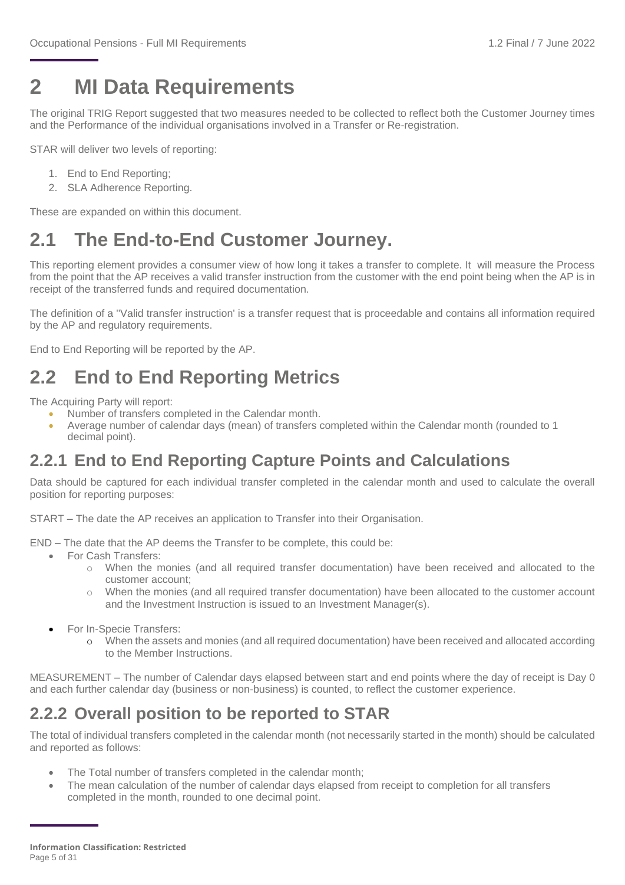# 2 MI Data Requirements

The original TRIG Report suggested that two measures needed to be collected to reflect both the Customer Journey times and the Performance of the individual organisations involved in a Transfer or Re-registration.

STAR will deliver two levels of reporting:

1. End to End Reporting;
2. SLA Adherence Reporting.

These are expanded on within this document.

## 2.1 The End-to-End Customer Journey.

This reporting element provides a consumer view of how long it takes a transfer to complete. It will measure the Process from the point that the AP receives a valid transfer instruction from the customer with the end point being when the AP is in receipt of the transferred funds and required documentation.

The definition of a ''Valid transfer instruction' is a transfer request that is proceedable and contains all information required by the AP and regulatory requirements.

End to End Reporting will be reported by the AP.

## 2.2 End to End Reporting Metrics

The Acquiring Party will report:

- Number of transfers completed in the Calendar month.
- Average number of calendar days (mean) of transfers completed within the Calendar month (rounded to 1 decimal point).

### 2.2.1 End to End Reporting Capture Points and Calculations

Data should be captured for each individual transfer completed in the calendar month and used to calculate the overall position for reporting purposes:

START – The date the AP receives an application to Transfer into their Organisation.

END – The date that the AP deems the Transfer to be complete, this could be:

- For Cash Transfers:
  - When the monies (and all required transfer documentation) have been received and allocated to the customer account;
  - When the monies (and all required transfer documentation) have been allocated to the customer account and the Investment Instruction is issued to an Investment Manager(s).
- For In-Specie Transfers:
  - When the assets and monies (and all required documentation) have been received and allocated according to the Member Instructions.

MEASUREMENT – The number of Calendar days elapsed between start and end points where the day of receipt is Day 0 and each further calendar day (business or non-business) is counted, to reflect the customer experience.

### 2.2.2 Overall position to be reported to STAR

The total of individual transfers completed in the calendar month (not necessarily started in the month) should be calculated and reported as follows:

- The Total number of transfers completed in the calendar month;
- The mean calculation of the number of calendar days elapsed from receipt to completion for all transfers completed in the month, rounded to one decimal point.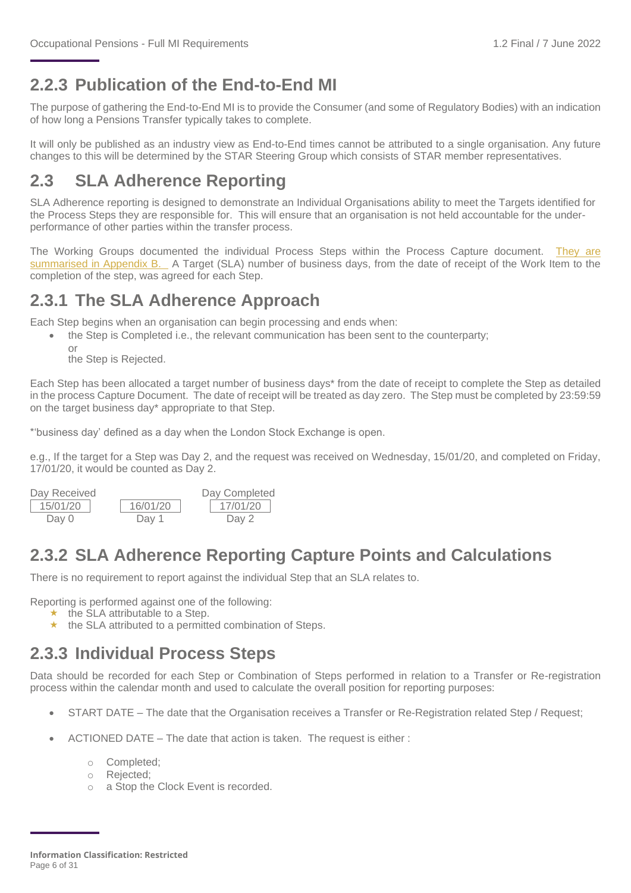## 2.2.3 Publication of the End-to-End MI

The purpose of gathering the End-to-End MI is to provide the Consumer (and some of Regulatory Bodies) with an indication of how long a Pensions Transfer typically takes to complete.

It will only be published as an industry view as End-to-End times cannot be attributed to a single organisation. Any future changes to this will be determined by the STAR Steering Group which consists of STAR member representatives.

## 2.3 SLA Adherence Reporting

SLA Adherence reporting is designed to demonstrate an Individual Organisations ability to meet the Targets identified for the Process Steps they are responsible for. This will ensure that an organisation is not held accountable for the under-performance of other parties within the transfer process.

The Working Groups documented the individual Process Steps within the Process Capture document. They are summarised in Appendix B. A Target (SLA) number of business days, from the date of receipt of the Work Item to the completion of the step, was agreed for each Step.

## 2.3.1 The SLA Adherence Approach

Each Step begins when an organisation can begin processing and ends when:

- the Step is Completed i.e., the relevant communication has been sent to the counterparty;
  or
  the Step is Rejected.

Each Step has been allocated a target number of business days* from the date of receipt to complete the Step as detailed in the process Capture Document. The date of receipt will be treated as day zero. The Step must be completed by 23:59:59 on the target business day* appropriate to that Step.

*'business day' defined as a day when the London Stock Exchange is open.

e.g., If the target for a Step was Day 2, and the request was received on Wednesday, 15/01/20, and completed on Friday, 17/01/20, it would be counted as Day 2.

| Day Received | | Day Completed |
|---|---|---|
| 15/01/20 | 16/01/20 | 17/01/20 |
| Day 0 | Day 1 | Day 2 |

## 2.3.2 SLA Adherence Reporting Capture Points and Calculations

There is no requirement to report against the individual Step that an SLA relates to.

Reporting is performed against one of the following:

- the SLA attributable to a Step.
- the SLA attributed to a permitted combination of Steps.

## 2.3.3 Individual Process Steps

Data should be recorded for each Step or Combination of Steps performed in relation to a Transfer or Re-registration process within the calendar month and used to calculate the overall position for reporting purposes:

- START DATE – The date that the Organisation receives a Transfer or Re-Registration related Step / Request;
- ACTIONED DATE – The date that action is taken. The request is either :
  - Completed;
  - Rejected;
  - a Stop the Clock Event is recorded.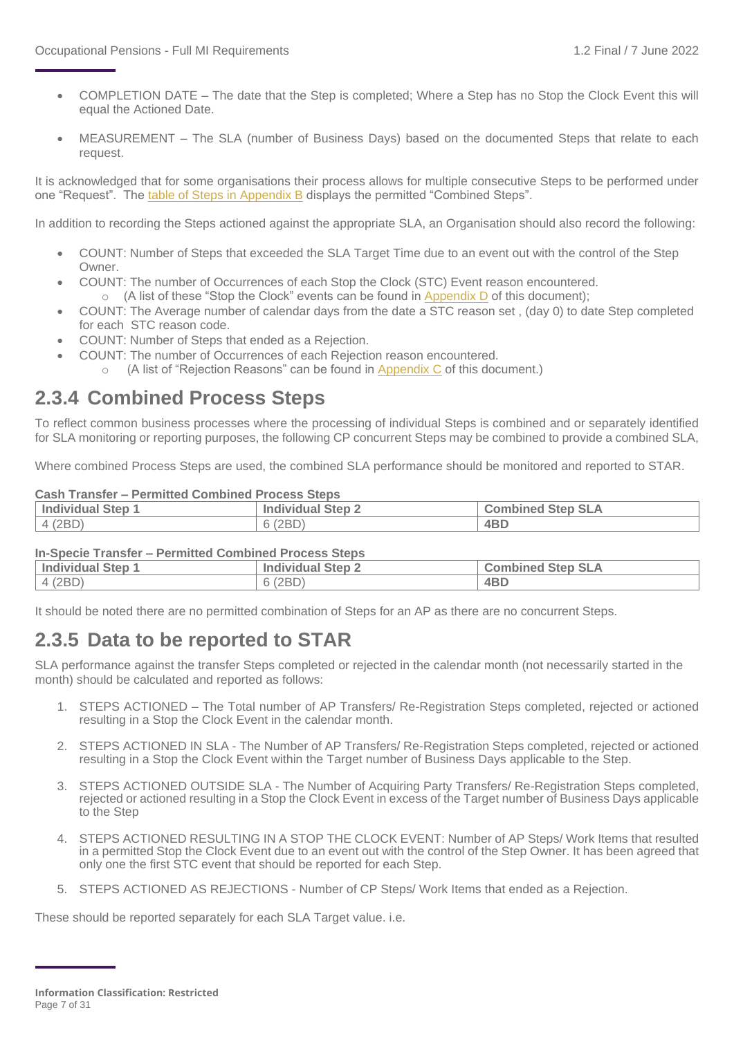- COMPLETION DATE – The date that the Step is completed; Where a Step has no Stop the Clock Event this will equal the Actioned Date.

- MEASUREMENT – The SLA (number of Business Days) based on the documented Steps that relate to each request.

It is acknowledged that for some organisations their process allows for multiple consecutive Steps to be performed under one "Request". The table of Steps in Appendix B displays the permitted "Combined Steps".

In addition to recording the Steps actioned against the appropriate SLA, an Organisation should also record the following:

- COUNT: Number of Steps that exceeded the SLA Target Time due to an event out with the control of the Step Owner.
- COUNT: The number of Occurrences of each Stop the Clock (STC) Event reason encountered.
  - (A list of these "Stop the Clock" events can be found in Appendix D of this document);
- COUNT: The Average number of calendar days from the date a STC reason set , (day 0) to date Step completed for each STC reason code.
- COUNT: Number of Steps that ended as a Rejection.
- COUNT: The number of Occurrences of each Rejection reason encountered.
  - (A list of "Rejection Reasons" can be found in Appendix C of this document.)

## 2.3.4 Combined Process Steps

To reflect common business processes where the processing of individual Steps is combined and or separately identified for SLA monitoring or reporting purposes, the following CP concurrent Steps may be combined to provide a combined SLA,

Where combined Process Steps are used, the combined SLA performance should be monitored and reported to STAR.

**Cash Transfer – Permitted Combined Process Steps**

| Individual Step 1 | Individual Step 2 | Combined Step SLA |
|---|---|---|
| 4 (2BD) | 6 (2BD) | **4BD** |

**In-Specie Transfer – Permitted Combined Process Steps**

| Individual Step 1 | Individual Step 2 | Combined Step SLA |
|---|---|---|
| 4 (2BD) | 6 (2BD) | **4BD** |

It should be noted there are no permitted combination of Steps for an AP as there are no concurrent Steps.

## 2.3.5 Data to be reported to STAR

SLA performance against the transfer Steps completed or rejected in the calendar month (not necessarily started in the month) should be calculated and reported as follows:

1. STEPS ACTIONED – The Total number of AP Transfers/ Re-Registration Steps completed, rejected or actioned resulting in a Stop the Clock Event in the calendar month.

2. STEPS ACTIONED IN SLA - The Number of AP Transfers/ Re-Registration Steps completed, rejected or actioned resulting in a Stop the Clock Event within the Target number of Business Days applicable to the Step.

3. STEPS ACTIONED OUTSIDE SLA - The Number of Acquiring Party Transfers/ Re-Registration Steps completed, rejected or actioned resulting in a Stop the Clock Event in excess of the Target number of Business Days applicable to the Step

4. STEPS ACTIONED RESULTING IN A STOP THE CLOCK EVENT: Number of AP Steps/ Work Items that resulted in a permitted Stop the Clock Event due to an event out with the control of the Step Owner. It has been agreed that only one the first STC event that should be reported for each Step.

5. STEPS ACTIONED AS REJECTIONS - Number of CP Steps/ Work Items that ended as a Rejection.

These should be reported separately for each SLA Target value. i.e.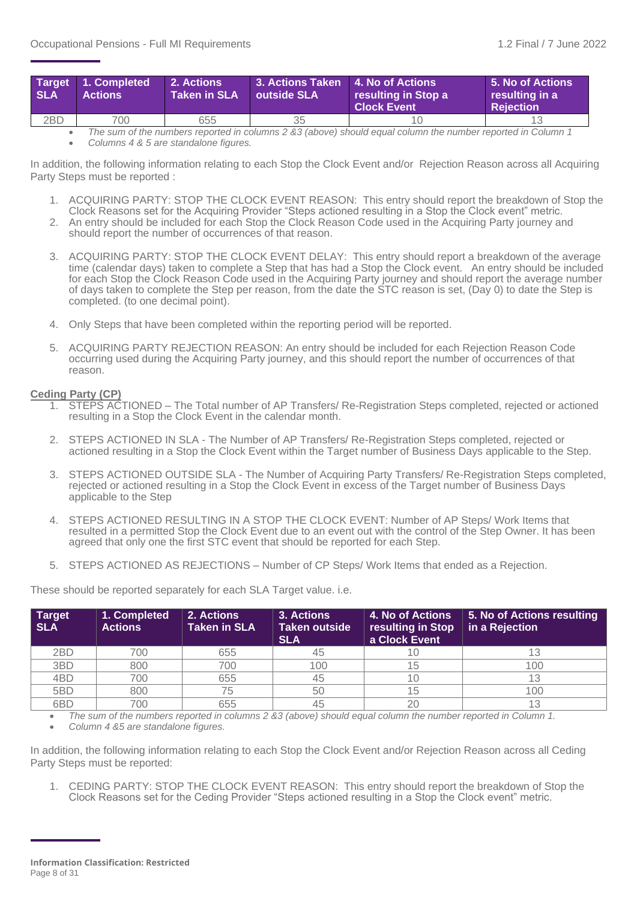| Target SLA | 1. Completed Actions | 2. Actions Taken in SLA | 3. Actions Taken outside SLA | 4. No of Actions resulting in Stop a Clock Event | 5. No of Actions resulting in a Rejection |
|---|---|---|---|---|---|
| 2BD | 700 | 655 | 35 | 10 | 13 |

- *The sum of the numbers reported in columns 2 &3 (above) should equal column the number reported in Column 1*
- *Columns 4 & 5 are standalone figures.*

In addition, the following information relating to each Stop the Clock Event and/or Rejection Reason across all Acquiring Party Steps must be reported :

1. ACQUIRING PARTY: STOP THE CLOCK EVENT REASON: This entry should report the breakdown of Stop the Clock Reasons set for the Acquiring Provider "Steps actioned resulting in a Stop the Clock event" metric.
2. An entry should be included for each Stop the Clock Reason Code used in the Acquiring Party journey and should report the number of occurrences of that reason.
3. ACQUIRING PARTY: STOP THE CLOCK EVENT DELAY: This entry should report a breakdown of the average time (calendar days) taken to complete a Step that has had a Stop the Clock event. An entry should be included for each Stop the Clock Reason Code used in the Acquiring Party journey and should report the average number of days taken to complete the Step per reason, from the date the STC reason is set, (Day 0) to date the Step is completed. (to one decimal point).
4. Only Steps that have been completed within the reporting period will be reported.
5. ACQUIRING PARTY REJECTION REASON: An entry should be included for each Rejection Reason Code occurring used during the Acquiring Party journey, and this should report the number of occurrences of that reason.

**Ceding Party (CP)**

1. STEPS ACTIONED – The Total number of AP Transfers/ Re-Registration Steps completed, rejected or actioned resulting in a Stop the Clock Event in the calendar month.
2. STEPS ACTIONED IN SLA - The Number of AP Transfers/ Re-Registration Steps completed, rejected or actioned resulting in a Stop the Clock Event within the Target number of Business Days applicable to the Step.
3. STEPS ACTIONED OUTSIDE SLA - The Number of Acquiring Party Transfers/ Re-Registration Steps completed, rejected or actioned resulting in a Stop the Clock Event in excess of the Target number of Business Days applicable to the Step
4. STEPS ACTIONED RESULTING IN A STOP THE CLOCK EVENT: Number of AP Steps/ Work Items that resulted in a permitted Stop the Clock Event due to an event out with the control of the Step Owner. It has been agreed that only one the first STC event that should be reported for each Step.
5. STEPS ACTIONED AS REJECTIONS – Number of CP Steps/ Work Items that ended as a Rejection.

These should be reported separately for each SLA Target value. i.e.

| Target SLA | 1. Completed Actions | 2. Actions Taken in SLA | 3. Actions Taken outside SLA | 4. No of Actions resulting in Stop a Clock Event | 5. No of Actions resulting in a Rejection |
|---|---|---|---|---|---|
| 2BD | 700 | 655 | 45 | 10 | 13 |
| 3BD | 800 | 700 | 100 | 15 | 100 |
| 4BD | 700 | 655 | 45 | 10 | 13 |
| 5BD | 800 | 75 | 50 | 15 | 100 |
| 6BD | 700 | 655 | 45 | 20 | 13 |

- *The sum of the numbers reported in columns 2 &3 (above) should equal column the number reported in Column 1.*
- *Column 4 &5 are standalone figures.*

In addition, the following information relating to each Stop the Clock Event and/or Rejection Reason across all Ceding Party Steps must be reported:

1. CEDING PARTY: STOP THE CLOCK EVENT REASON: This entry should report the breakdown of Stop the Clock Reasons set for the Ceding Provider "Steps actioned resulting in a Stop the Clock event" metric.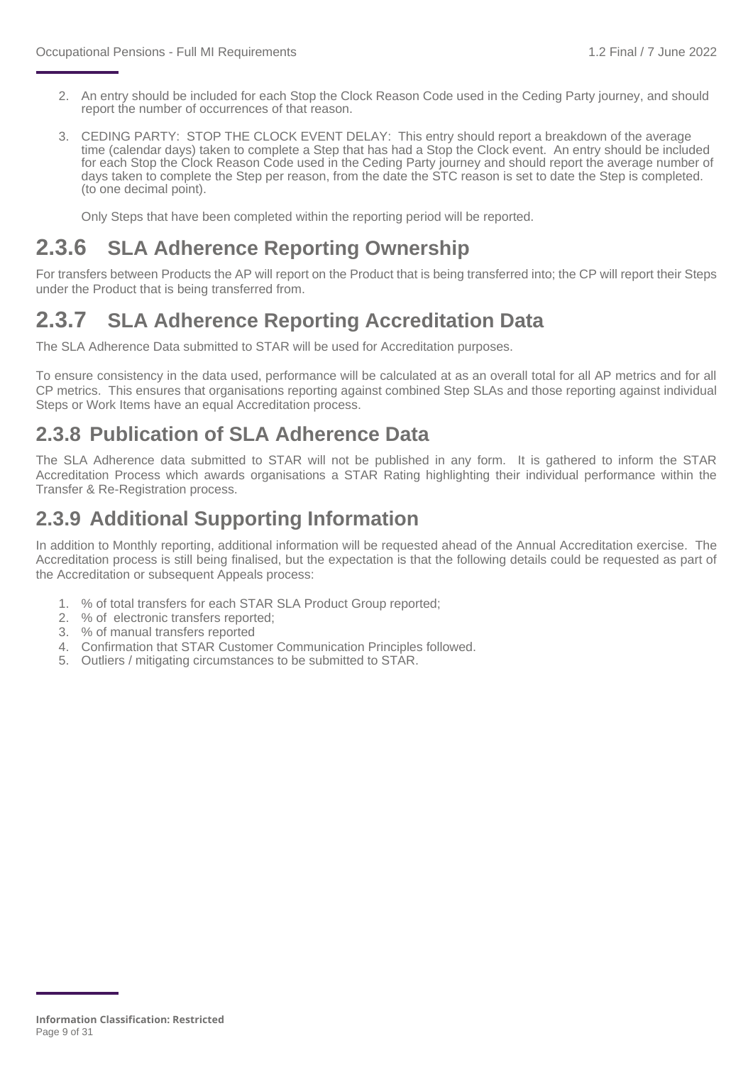2. An entry should be included for each Stop the Clock Reason Code used in the Ceding Party journey, and should report the number of occurrences of that reason.
3. CEDING PARTY: STOP THE CLOCK EVENT DELAY: This entry should report a breakdown of the average time (calendar days) taken to complete a Step that has had a Stop the Clock event. An entry should be included for each Stop the Clock Reason Code used in the Ceding Party journey and should report the average number of days taken to complete the Step per reason, from the date the STC reason is set to date the Step is completed. (to one decimal point).

   Only Steps that have been completed within the reporting period will be reported.

## 2.3.6 SLA Adherence Reporting Ownership

For transfers between Products the AP will report on the Product that is being transferred into; the CP will report their Steps under the Product that is being transferred from.

## 2.3.7 SLA Adherence Reporting Accreditation Data

The SLA Adherence Data submitted to STAR will be used for Accreditation purposes.

To ensure consistency in the data used, performance will be calculated at as an overall total for all AP metrics and for all CP metrics. This ensures that organisations reporting against combined Step SLAs and those reporting against individual Steps or Work Items have an equal Accreditation process.

## 2.3.8 Publication of SLA Adherence Data

The SLA Adherence data submitted to STAR will not be published in any form. It is gathered to inform the STAR Accreditation Process which awards organisations a STAR Rating highlighting their individual performance within the Transfer & Re-Registration process.

## 2.3.9 Additional Supporting Information

In addition to Monthly reporting, additional information will be requested ahead of the Annual Accreditation exercise. The Accreditation process is still being finalised, but the expectation is that the following details could be requested as part of the Accreditation or subsequent Appeals process:

1. % of total transfers for each STAR SLA Product Group reported;
2. % of electronic transfers reported;
3. % of manual transfers reported
4. Confirmation that STAR Customer Communication Principles followed.
5. Outliers / mitigating circumstances to be submitted to STAR.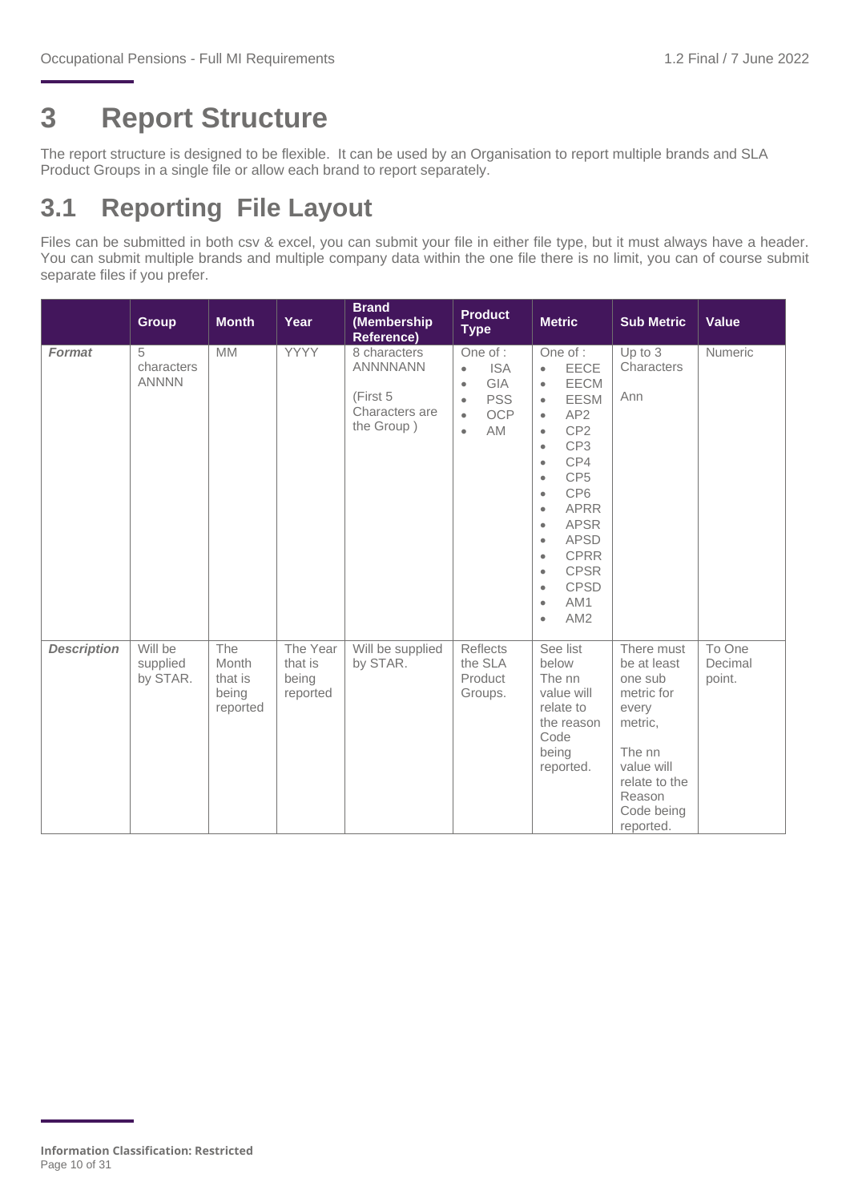# 3 Report Structure

The report structure is designed to be flexible. It can be used by an Organisation to report multiple brands and SLA Product Groups in a single file or allow each brand to report separately.

## 3.1 Reporting File Layout

Files can be submitted in both csv & excel, you can submit your file in either file type, but it must always have a header. You can submit multiple brands and multiple company data within the one file there is no limit, you can of course submit separate files if you prefer.

| | Group | Month | Year | Brand (Membership Reference) | Product Type | Metric | Sub Metric | Value |
|---|---|---|---|---|---|---|---|---|
| ***Format*** | 5 characters ANNNN | MM | YYYY | 8 characters ANNNNANN<br><br>(First 5 Characters are the Group ) | One of :<br>• ISA<br>• GIA<br>• PSS<br>• OCP<br>• AM | One of :<br>• EECE<br>• EECM<br>• EESM<br>• AP2<br>• CP2<br>• CP3<br>• CP4<br>• CP5<br>• CP6<br>• APRR<br>• APSR<br>• APSD<br>• CPRR<br>• CPSR<br>• CPSD<br>• AM1<br>• AM2 | Up to 3 Characters<br><br>Ann | Numeric |
| ***Description*** | Will be supplied by STAR. | The Month that is being reported | The Year that is being reported | Will be supplied by STAR. | Reflects the SLA Product Groups. | See list below The nn value will relate to the reason Code being reported. | There must be at least one sub metric for every metric,<br><br>The nn value will relate to the Reason Code being reported. | To One Decimal point. |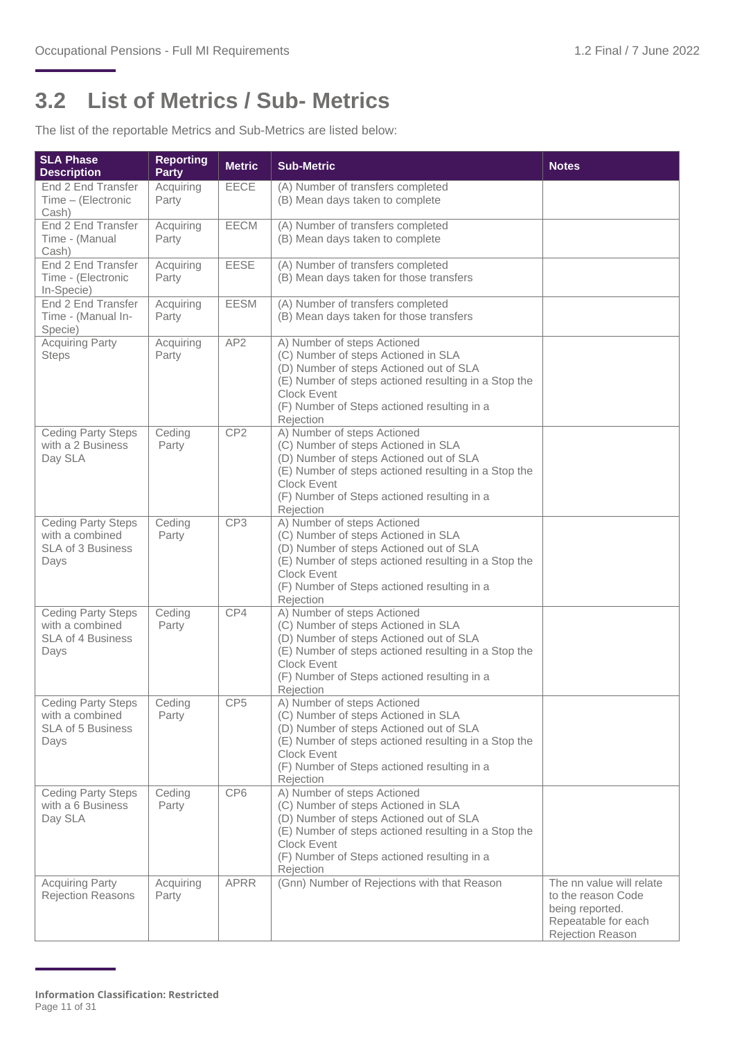## 3.2 List of Metrics / Sub- Metrics

The list of the reportable Metrics and Sub-Metrics are listed below:

| SLA Phase Description | Reporting Party | Metric | Sub-Metric | Notes |
|---|---|---|---|---|
| End 2 End Transfer Time – (Electronic Cash) | Acquiring Party | EECE | (A) Number of transfers completed<br>(B) Mean days taken to complete | |
| End 2 End Transfer Time - (Manual Cash) | Acquiring Party | EECM | (A) Number of transfers completed<br>(B) Mean days taken to complete | |
| End 2 End Transfer Time - (Electronic In-Specie) | Acquiring Party | EESE | (A) Number of transfers completed<br>(B) Mean days taken for those transfers | |
| End 2 End Transfer Time - (Manual In-Specie) | Acquiring Party | EESM | (A) Number of transfers completed<br>(B) Mean days taken for those transfers | |
| Acquiring Party Steps | Acquiring Party | AP2 | A) Number of steps Actioned<br>(C) Number of steps Actioned in SLA<br>(D) Number of steps Actioned out of SLA<br>(E) Number of steps actioned resulting in a Stop the Clock Event<br>(F) Number of Steps actioned resulting in a Rejection | |
| Ceding Party Steps with a 2 Business Day SLA | Ceding Party | CP2 | A) Number of steps Actioned<br>(C) Number of steps Actioned in SLA<br>(D) Number of steps Actioned out of SLA<br>(E) Number of steps actioned resulting in a Stop the Clock Event<br>(F) Number of Steps actioned resulting in a Rejection | |
| Ceding Party Steps with a combined SLA of 3 Business Days | Ceding Party | CP3 | A) Number of steps Actioned<br>(C) Number of steps Actioned in SLA<br>(D) Number of steps Actioned out of SLA<br>(E) Number of steps actioned resulting in a Stop the Clock Event<br>(F) Number of Steps actioned resulting in a Rejection | |
| Ceding Party Steps with a combined SLA of 4 Business Days | Ceding Party | CP4 | A) Number of steps Actioned<br>(C) Number of steps Actioned in SLA<br>(D) Number of steps Actioned out of SLA<br>(E) Number of steps actioned resulting in a Stop the Clock Event<br>(F) Number of Steps actioned resulting in a Rejection | |
| Ceding Party Steps with a combined SLA of 5 Business Days | Ceding Party | CP5 | A) Number of steps Actioned<br>(C) Number of steps Actioned in SLA<br>(D) Number of steps Actioned out of SLA<br>(E) Number of steps actioned resulting in a Stop the Clock Event<br>(F) Number of Steps actioned resulting in a Rejection | |
| Ceding Party Steps with a 6 Business Day SLA | Ceding Party | CP6 | A) Number of steps Actioned<br>(C) Number of steps Actioned in SLA<br>(D) Number of steps Actioned out of SLA<br>(E) Number of steps actioned resulting in a Stop the Clock Event<br>(F) Number of Steps actioned resulting in a Rejection | |
| Acquiring Party Rejection Reasons | Acquiring Party | APRR | (Gnn) Number of Rejections with that Reason | The nn value will relate to the reason Code being reported. Repeatable for each Rejection Reason |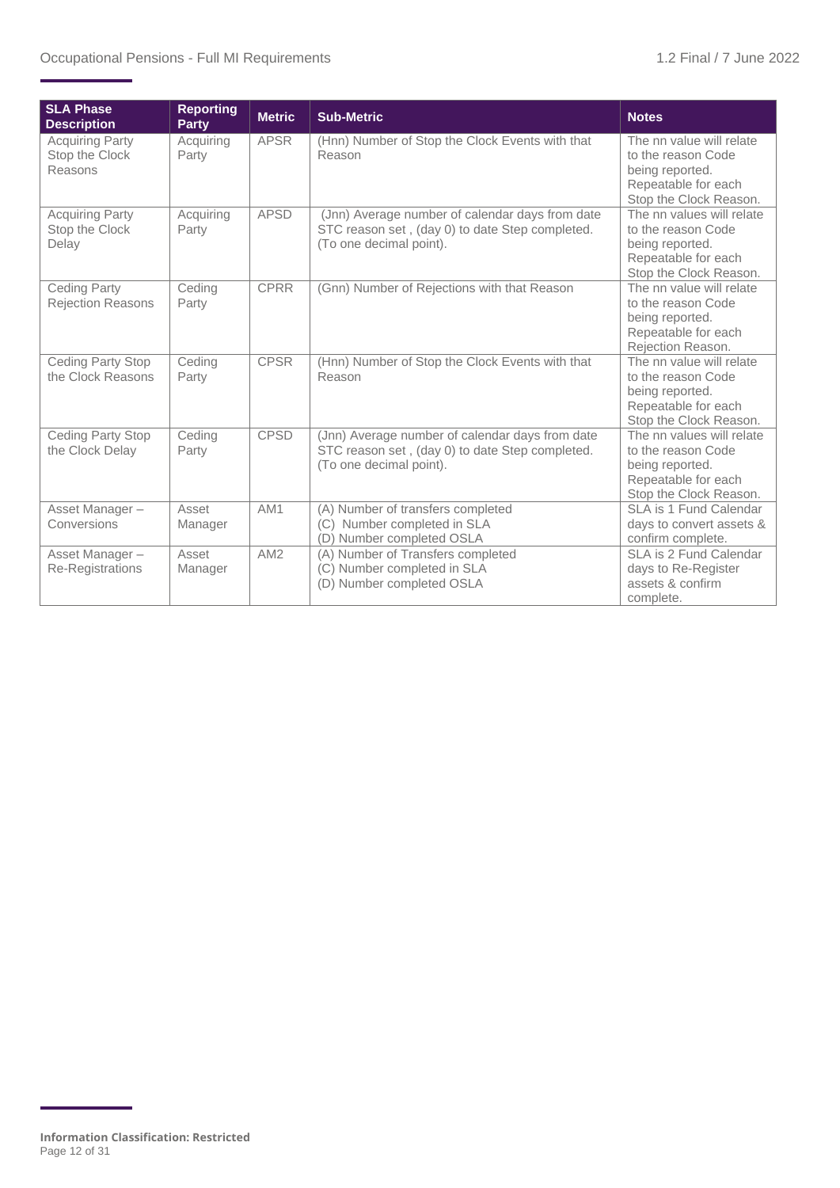| SLA Phase Description | Reporting Party | Metric | Sub-Metric | Notes |
|---|---|---|---|---|
| Acquiring Party Stop the Clock Reasons | Acquiring Party | APSR | (Hnn) Number of Stop the Clock Events with that Reason | The nn value will relate to the reason Code being reported. Repeatable for each Stop the Clock Reason. |
| Acquiring Party Stop the Clock Delay | Acquiring Party | APSD | (Jnn) Average number of calendar days from date STC reason set , (day 0) to date Step completed. (To one decimal point). | The nn values will relate to the reason Code being reported. Repeatable for each Stop the Clock Reason. |
| Ceding Party Rejection Reasons | Ceding Party | CPRR | (Gnn) Number of Rejections with that Reason | The nn value will relate to the reason Code being reported. Repeatable for each Rejection Reason. |
| Ceding Party Stop the Clock Reasons | Ceding Party | CPSR | (Hnn) Number of Stop the Clock Events with that Reason | The nn value will relate to the reason Code being reported. Repeatable for each Stop the Clock Reason. |
| Ceding Party Stop the Clock Delay | Ceding Party | CPSD | (Jnn) Average number of calendar days from date STC reason set , (day 0) to date Step completed. (To one decimal point). | The nn values will relate to the reason Code being reported. Repeatable for each Stop the Clock Reason. |
| Asset Manager – Conversions | Asset Manager | AM1 | (A) Number of transfers completed<br>(C) Number completed in SLA<br>(D) Number completed OSLA | SLA is 1 Fund Calendar days to convert assets & confirm complete. |
| Asset Manager – Re-Registrations | Asset Manager | AM2 | (A) Number of Transfers completed<br>(C) Number completed in SLA<br>(D) Number completed OSLA | SLA is 2 Fund Calendar days to Re-Register assets & confirm complete. |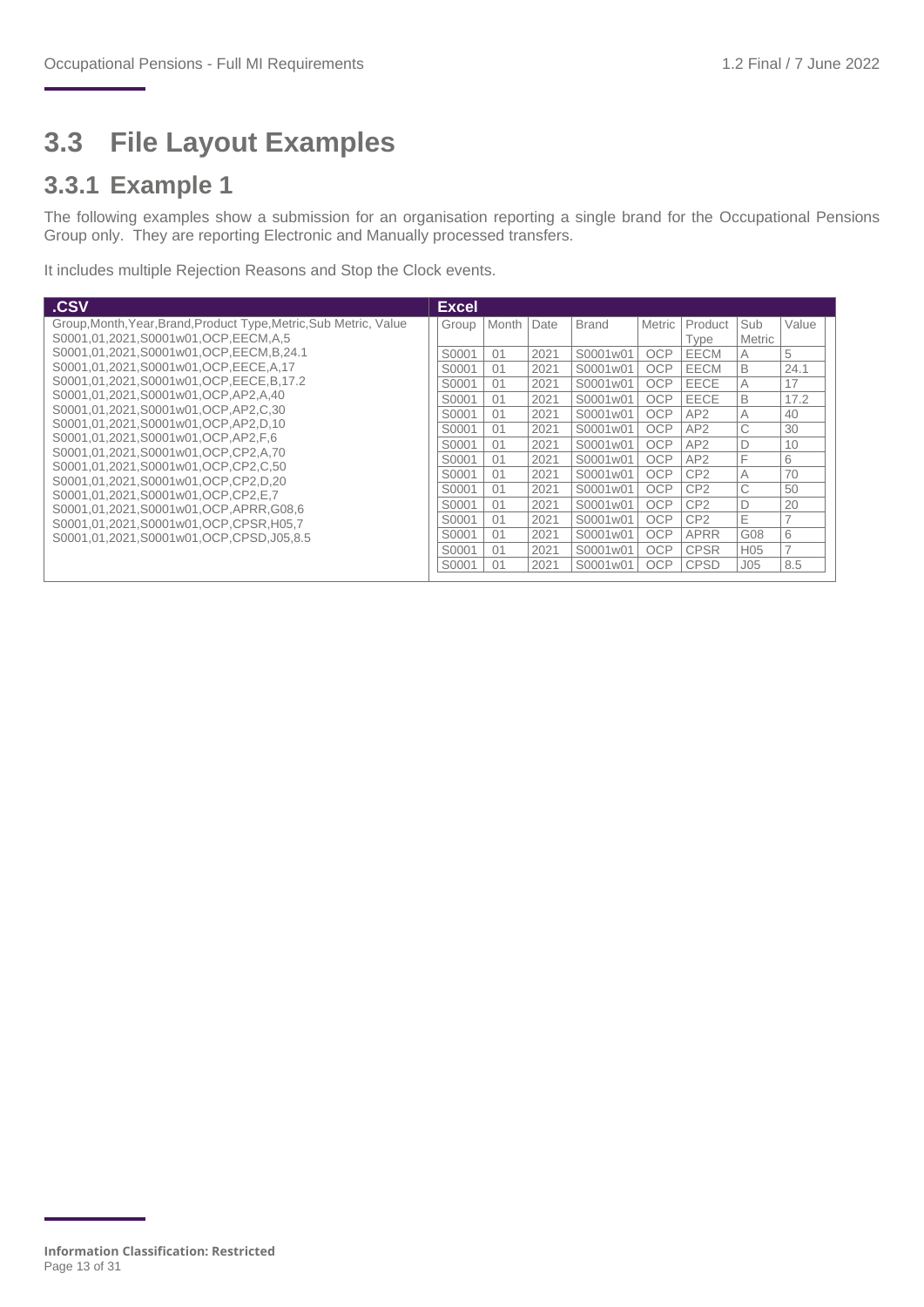## 3.3 File Layout Examples

### 3.3.1 Example 1

The following examples show a submission for an organisation reporting a single brand for the Occupational Pensions Group only. They are reporting Electronic and Manually processed transfers.

It includes multiple Rejection Reasons and Stop the Clock events.

**.CSV**

```
Group,Month,Year,Brand,Product Type,Metric,Sub Metric, Value
S0001,01,2021,S0001w01,OCP,EECM,A,5
S0001,01,2021,S0001w01,OCP,EECM,B,24.1
S0001,01,2021,S0001w01,OCP,EECE,A,17
S0001,01,2021,S0001w01,OCP,EECE,B,17.2
S0001,01,2021,S0001w01,OCP,AP2,A,40
S0001,01,2021,S0001w01,OCP,AP2,C,30
S0001,01,2021,S0001w01,OCP,AP2,D,10
S0001,01,2021,S0001w01,OCP,AP2,F,6
S0001,01,2021,S0001w01,OCP,CP2,A,70
S0001,01,2021,S0001w01,OCP,CP2,C,50
S0001,01,2021,S0001w01,OCP,CP2,D,20
S0001,01,2021,S0001w01,OCP,CP2,E,7
S0001,01,2021,S0001w01,OCP,APRR,G08,6
S0001,01,2021,S0001w01,OCP,CPSR,H05,7
S0001,01,2021,S0001w01,OCP,CPSD,J05,8.5
```

**Excel**

| Group | Month | Date | Brand | Metric | Product Type | Sub Metric | Value |
|---|---|---|---|---|---|---|---|
| S0001 | 01 | 2021 | S0001w01 | OCP | EECM | A | 5 |
| S0001 | 01 | 2021 | S0001w01 | OCP | EECM | B | 24.1 |
| S0001 | 01 | 2021 | S0001w01 | OCP | EECE | A | 17 |
| S0001 | 01 | 2021 | S0001w01 | OCP | EECE | B | 17.2 |
| S0001 | 01 | 2021 | S0001w01 | OCP | AP2 | A | 40 |
| S0001 | 01 | 2021 | S0001w01 | OCP | AP2 | C | 30 |
| S0001 | 01 | 2021 | S0001w01 | OCP | AP2 | D | 10 |
| S0001 | 01 | 2021 | S0001w01 | OCP | AP2 | F | 6 |
| S0001 | 01 | 2021 | S0001w01 | OCP | CP2 | A | 70 |
| S0001 | 01 | 2021 | S0001w01 | OCP | CP2 | C | 50 |
| S0001 | 01 | 2021 | S0001w01 | OCP | CP2 | D | 20 |
| S0001 | 01 | 2021 | S0001w01 | OCP | CP2 | E | 7 |
| S0001 | 01 | 2021 | S0001w01 | OCP | APRR | G08 | 6 |
| S0001 | 01 | 2021 | S0001w01 | OCP | CPSR | H05 | 7 |
| S0001 | 01 | 2021 | S0001w01 | OCP | CPSD | J05 | 8.5 |

**Information Classification: Restricted**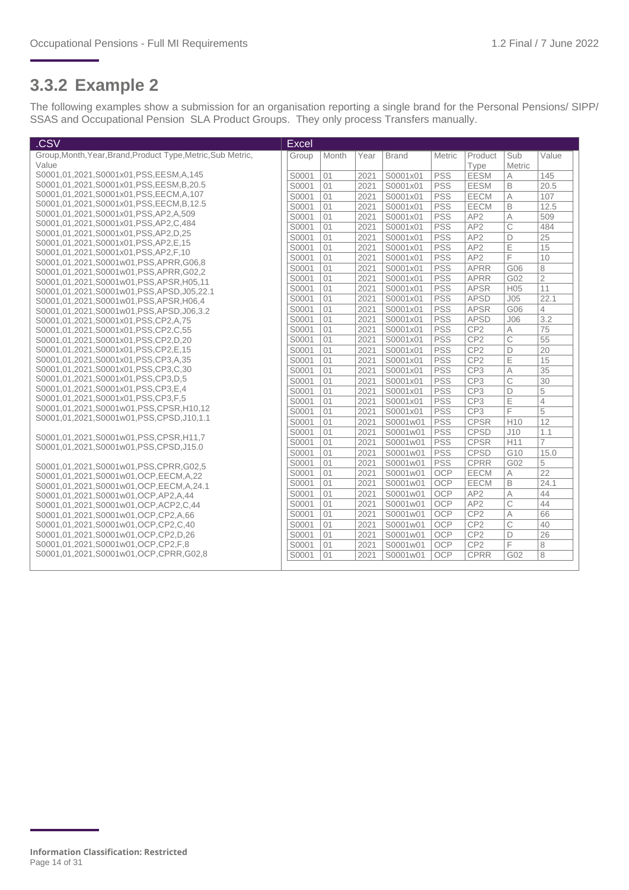## 3.3.2 Example 2

The following examples show a submission for an organisation reporting a single brand for the Personal Pensions/ SIPP/ SSAS and Occupational Pension SLA Product Groups. They only process Transfers manually.

**.CSV**

```
Group,Month,Year,Brand,Product Type,Metric,Sub Metric,
Value
S0001,01,2021,S0001x01,PSS,EESM,A,145
S0001,01,2021,S0001x01,PSS,EESM,B,20.5
S0001,01,2021,S0001x01,PSS,EECM,A,107
S0001,01,2021,S0001x01,PSS,EECM,B,12.5
S0001,01,2021,S0001x01,PSS,AP2,A,509
S0001,01,2021,S0001x01,PSS,AP2,C,484
S0001,01,2021,S0001x01,PSS,AP2,D,25
S0001,01,2021,S0001x01,PSS,AP2,E,15
S0001,01,2021,S0001x01,PSS,AP2,F,10
S0001,01,2021,S0001w01,PSS,APRR,G06,8
S0001,01,2021,S0001w01,PSS,APRR,G02,2
S0001,01,2021,S0001w01,PSS,APSR,H05,11
S0001,01,2021,S0001w01,PSS,APSD,J05,22.1
S0001,01,2021,S0001w01,PSS,APSR,H06,4
S0001,01,2021,S0001w01,PSS,APSD,J06,3.2
S0001,01,2021,S0001x01,PSS,CP2,A,75
S0001,01,2021,S0001x01,PSS,CP2,C,55
S0001,01,2021,S0001x01,PSS,CP2,D,20
S0001,01,2021,S0001x01,PSS,CP2,E,15
S0001,01,2021,S0001x01,PSS,CP3,A,35
S0001,01,2021,S0001x01,PSS,CP3,C,30
S0001,01,2021,S0001x01,PSS,CP3,D,5
S0001,01,2021,S0001x01,PSS,CP3,E,4
S0001,01,2021,S0001x01,PSS,CP3,F,5
S0001,01,2021,S0001w01,PSS,CPSR,H10,12
S0001,01,2021,S0001w01,PSS,CPSD,J10,1.1

S0001,01,2021,S0001w01,PSS,CPSR,H11,7
S0001,01,2021,S0001w01,PSS,CPSD,J15.0

S0001,01,2021,S0001w01,PSS,CPRR,G02,5
S0001,01,2021,S0001w01,OCP,EECM,A,22
S0001,01,2021,S0001w01,OCP,EECM,A,24.1
S0001,01,2021,S0001w01,OCP,AP2,A,44
S0001,01,2021,S0001w01,OCP,ACP2,C,44
S0001,01,2021,S0001w01,OCP,CP2,A,66
S0001,01,2021,S0001w01,OCP,CP2,C,40
S0001,01,2021,S0001w01,OCP,CP2,D,26
S0001,01,2021,S0001w01,OCP,CP2,F,8
S0001,01,2021,S0001w01,OCP,CPRR,G02,8
```

**Excel**

| Group | Month | Year | Brand | Metric | Product Type | Sub Metric | Value |
|---|---|---|---|---|---|---|---|
| S0001 | 01 | 2021 | S0001x01 | PSS | EESM | A | 145 |
| S0001 | 01 | 2021 | S0001x01 | PSS | EESM | B | 20.5 |
| S0001 | 01 | 2021 | S0001x01 | PSS | EECM | A | 107 |
| S0001 | 01 | 2021 | S0001x01 | PSS | EECM | B | 12.5 |
| S0001 | 01 | 2021 | S0001x01 | PSS | AP2 | A | 509 |
| S0001 | 01 | 2021 | S0001x01 | PSS | AP2 | C | 484 |
| S0001 | 01 | 2021 | S0001x01 | PSS | AP2 | D | 25 |
| S0001 | 01 | 2021 | S0001x01 | PSS | AP2 | E | 15 |
| S0001 | 01 | 2021 | S0001x01 | PSS | AP2 | F | 10 |
| S0001 | 01 | 2021 | S0001x01 | PSS | APRR | G06 | 8 |
| S0001 | 01 | 2021 | S0001x01 | PSS | APRR | G02 | 2 |
| S0001 | 01 | 2021 | S0001x01 | PSS | APSR | H05 | 11 |
| S0001 | 01 | 2021 | S0001x01 | PSS | APSD | J05 | 22.1 |
| S0001 | 01 | 2021 | S0001x01 | PSS | APSR | G06 | 4 |
| S0001 | 01 | 2021 | S0001x01 | PSS | APSD | J06 | 3.2 |
| S0001 | 01 | 2021 | S0001x01 | PSS | CP2 | A | 75 |
| S0001 | 01 | 2021 | S0001x01 | PSS | CP2 | C | 55 |
| S0001 | 01 | 2021 | S0001x01 | PSS | CP2 | D | 20 |
| S0001 | 01 | 2021 | S0001x01 | PSS | CP2 | E | 15 |
| S0001 | 01 | 2021 | S0001x01 | PSS | CP3 | A | 35 |
| S0001 | 01 | 2021 | S0001x01 | PSS | CP3 | C | 30 |
| S0001 | 01 | 2021 | S0001x01 | PSS | CP3 | D | 5 |
| S0001 | 01 | 2021 | S0001x01 | PSS | CP3 | E | 4 |
| S0001 | 01 | 2021 | S0001x01 | PSS | CP3 | F | 5 |
| S0001 | 01 | 2021 | S0001w01 | PSS | CPSR | H10 | 12 |
| S0001 | 01 | 2021 | S0001w01 | PSS | CPSD | J10 | 1.1 |
| S0001 | 01 | 2021 | S0001w01 | PSS | CPSR | H11 | 7 |
| S0001 | 01 | 2021 | S0001w01 | PSS | CPSD | G10 | 15.0 |
| S0001 | 01 | 2021 | S0001w01 | PSS | CPRR | G02 | 5 |
| S0001 | 01 | 2021 | S0001w01 | OCP | EECM | A | 22 |
| S0001 | 01 | 2021 | S0001w01 | OCP | EECM | B | 24.1 |
| S0001 | 01 | 2021 | S0001w01 | OCP | AP2 | A | 44 |
| S0001 | 01 | 2021 | S0001w01 | OCP | AP2 | C | 44 |
| S0001 | 01 | 2021 | S0001w01 | OCP | CP2 | A | 66 |
| S0001 | 01 | 2021 | S0001w01 | OCP | CP2 | C | 40 |
| S0001 | 01 | 2021 | S0001w01 | OCP | CP2 | D | 26 |
| S0001 | 01 | 2021 | S0001w01 | OCP | CP2 | F | 8 |
| S0001 | 01 | 2021 | S0001w01 | OCP | CPRR | G02 | 8 |

**Information Classification: Restricted**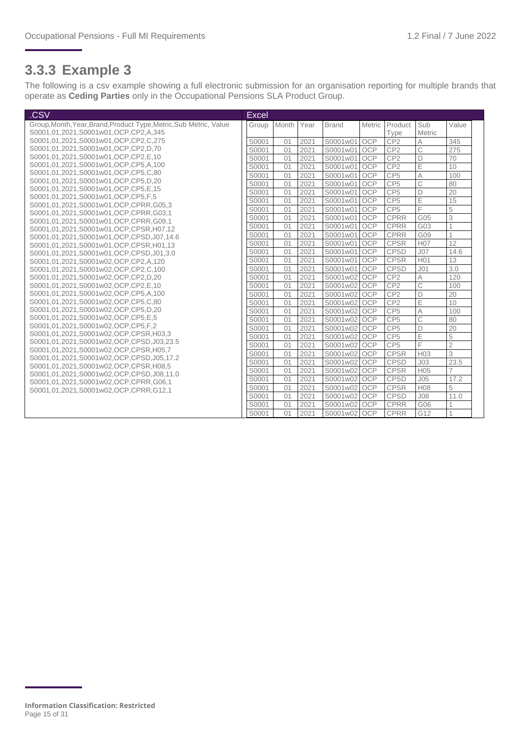## 3.3.3 Example 3

The following is a csv example showing a full electronic submission for an organisation reporting for multiple brands that operate as **Ceding Parties** only in the Occupational Pensions SLA Product Group.

**.CSV**

```
Group,Month,Year,Brand,Product Type,Metric,Sub Metric, Value
S0001,01,2021,S0001w01,OCP,CP2,A,345
S0001,01,2021,S0001w01,OCP,CP2,C,275
S0001,01,2021,S0001w01,OCP,CP2,D,70
S0001,01,2021,S0001w01,OCP,CP2,E,10
S0001,01,2021,S0001w01,OCP,CP5,A,100
S0001,01,2021,S0001w01,OCP,CP5,C,80
S0001,01,2021,S0001w01,OCP,CP5,D,20
S0001,01,2021,S0001w01,OCP,CP5,E,15
S0001,01,2021,S0001w01,OCP,CP5,F,5
S0001,01,2021,S0001w01,OCP,CPRR,G05,3
S0001,01,2021,S0001w01,OCP,CPRR,G03,1
S0001,01,2021,S0001w01,OCP,CPRR,G09,1
S0001,01,2021,S0001w01,OCP,CPSR,H07,12
S0001,01,2021,S0001w01,OCP,CPSD,J07,14.6
S0001,01,2021,S0001w01,OCP,CPSR,H01,13
S0001,01,2021,S0001w01,OCP,CPSD,J01,3.0
S0001,01,2021,S0001w02,OCP,CP2,A,120
S0001,01,2021,S0001w02,OCP,CP2,C,100
S0001,01,2021,S0001w02,OCP,CP2,D,20
S0001,01,2021,S0001w02,OCP,CP2,E,10
S0001,01,2021,S0001w02,OCP,CP5,A,100
S0001,01,2021,S0001w02,OCP,CP5,C,80
S0001,01,2021,S0001w02,OCP,CP5,D,20
S0001,01,2021,S0001w02,OCP,CP5,E,5
S0001,01,2021,S0001w02,OCP,CP5,F,2
S0001,01,2021,S0001w02,OCP,CPSR,H03,3
S0001,01,2021,S0001w02,OCP,CPSD,J03,23.5
S0001,01,2021,S0001w02,OCP,CPSR,H05,7
S0001,01,2021,S0001w02,OCP,CPSD,J05,17.2
S0001,01,2021,S0001w02,OCP,CPSR,H08,5
S0001,01,2021,S0001w02,OCP,CPSD,J08,11.0
S0001,01,2021,S0001w02,OCP,CPRR,G06,1
S0001,01,2021,S0001w02,OCP,CPRR,G12,1
```

**Excel**

| Group | Month | Year | Brand | Metric | Product Type | Sub Metric | Value |
|---|---|---|---|---|---|---|---|
| S0001 | 01 | 2021 | S0001w01 | OCP | CP2 | A | 345 |
| S0001 | 01 | 2021 | S0001w01 | OCP | CP2 | C | 275 |
| S0001 | 01 | 2021 | S0001w01 | OCP | CP2 | D | 70 |
| S0001 | 01 | 2021 | S0001w01 | OCP | CP2 | E | 10 |
| S0001 | 01 | 2021 | S0001w01 | OCP | CP5 | A | 100 |
| S0001 | 01 | 2021 | S0001w01 | OCP | CP5 | C | 80 |
| S0001 | 01 | 2021 | S0001w01 | OCP | CP5 | D | 20 |
| S0001 | 01 | 2021 | S0001w01 | OCP | CP5 | E | 15 |
| S0001 | 01 | 2021 | S0001w01 | OCP | CP5 | F | 5 |
| S0001 | 01 | 2021 | S0001w01 | OCP | CPRR | G05 | 3 |
| S0001 | 01 | 2021 | S0001w01 | OCP | CPRR | G03 | 1 |
| S0001 | 01 | 2021 | S0001w01 | OCP | CPRR | G09 | 1 |
| S0001 | 01 | 2021 | S0001w01 | OCP | CPSR | H07 | 12 |
| S0001 | 01 | 2021 | S0001w01 | OCP | CPSD | J07 | 14.6 |
| S0001 | 01 | 2021 | S0001w01 | OCP | CPSR | H01 | 13 |
| S0001 | 01 | 2021 | S0001w01 | OCP | CPSD | J01 | 3.0 |
| S0001 | 01 | 2021 | S0001w02 | OCP | CP2 | A | 120 |
| S0001 | 01 | 2021 | S0001w02 | OCP | CP2 | C | 100 |
| S0001 | 01 | 2021 | S0001w02 | OCP | CP2 | D | 20 |
| S0001 | 01 | 2021 | S0001w02 | OCP | CP2 | E | 10 |
| S0001 | 01 | 2021 | S0001w02 | OCP | CP5 | A | 100 |
| S0001 | 01 | 2021 | S0001w02 | OCP | CP5 | C | 80 |
| S0001 | 01 | 2021 | S0001w02 | OCP | CP5 | D | 20 |
| S0001 | 01 | 2021 | S0001w02 | OCP | CP5 | E | 5 |
| S0001 | 01 | 2021 | S0001w02 | OCP | CP5 | F | 2 |
| S0001 | 01 | 2021 | S0001w02 | OCP | CPSR | H03 | 3 |
| S0001 | 01 | 2021 | S0001w02 | OCP | CPSD | J03 | 23.5 |
| S0001 | 01 | 2021 | S0001w02 | OCP | CPSR | H05 | 7 |
| S0001 | 01 | 2021 | S0001w02 | OCP | CPSD | J05 | 17.2 |
| S0001 | 01 | 2021 | S0001w02 | OCP | CPSR | H08 | 5 |
| S0001 | 01 | 2021 | S0001w02 | OCP | CPSD | J08 | 11.0 |
| S0001 | 01 | 2021 | S0001w02 | OCP | CPRR | G06 | 1 |
| S0001 | 01 | 2021 | S0001w02 | OCP | CPRR | G12 | 1 |

**Information Classification: Restricted**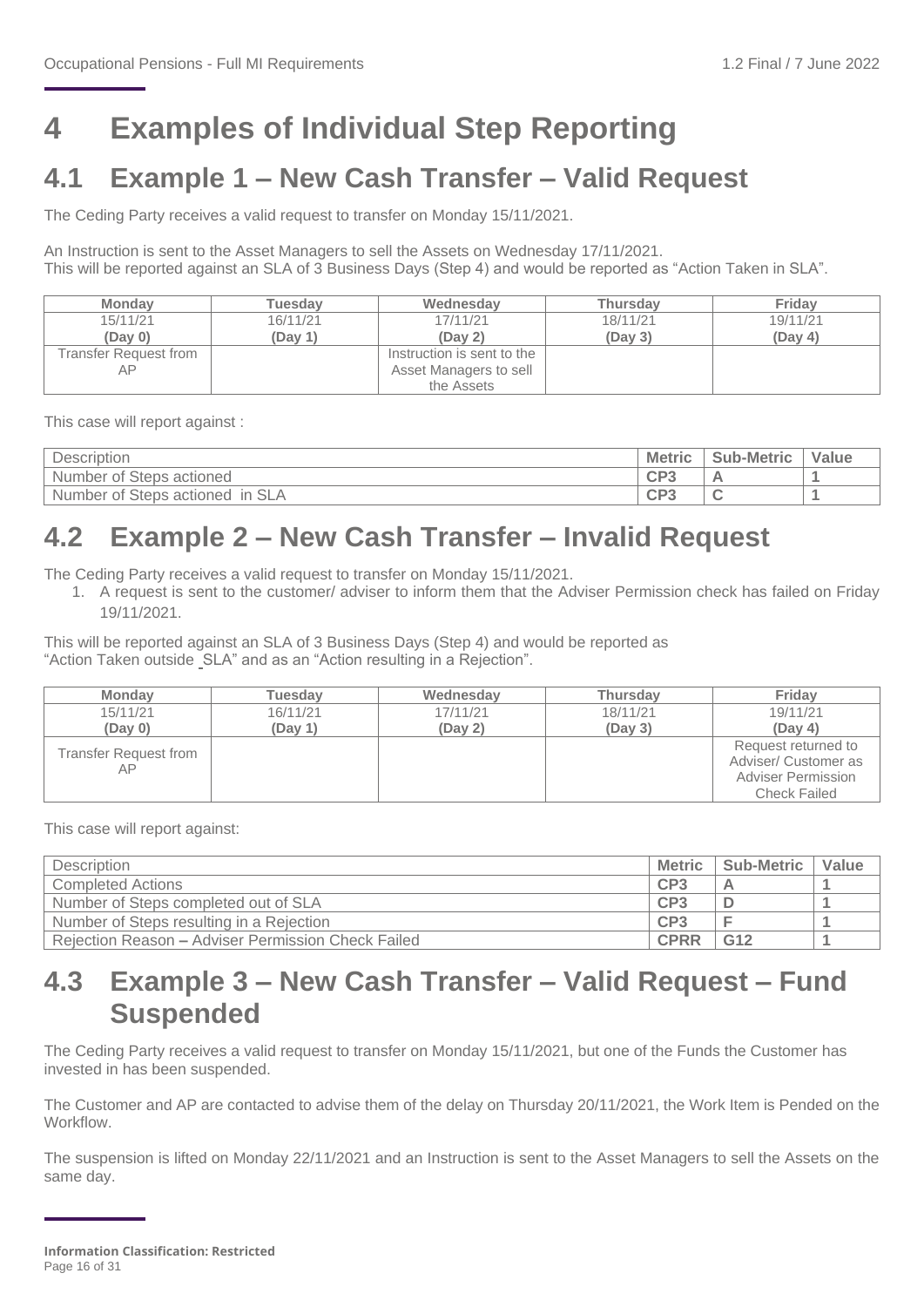# 4 Examples of Individual Step Reporting

## 4.1 Example 1 – New Cash Transfer – Valid Request

The Ceding Party receives a valid request to transfer on Monday 15/11/2021.

An Instruction is sent to the Asset Managers to sell the Assets on Wednesday 17/11/2021.
This will be reported against an SLA of 3 Business Days (Step 4) and would be reported as "Action Taken in SLA".

| Monday | Tuesday | Wednesday | Thursday | Friday |
|---|---|---|---|---|
| 15/11/21 **(Day 0)** | 16/11/21 **(Day 1)** | 17/11/21 **(Day 2)** | 18/11/21 **(Day 3)** | 19/11/21 **(Day 4)** |
| Transfer Request from AP | | Instruction is sent to the Asset Managers to sell the Assets | | |

This case will report against :

| Description | Metric | Sub-Metric | Value |
|---|---|---|---|
| Number of Steps actioned | **CP3** | **A** | **1** |
| Number of Steps actioned in SLA | **CP3** | **C** | **1** |

## 4.2 Example 2 – New Cash Transfer – Invalid Request

The Ceding Party receives a valid request to transfer on Monday 15/11/2021.

1. A request is sent to the customer/ adviser to inform them that the Adviser Permission check has failed on Friday 19/11/2021.

This will be reported against an SLA of 3 Business Days (Step 4) and would be reported as "Action Taken outside SLA" and as an "Action resulting in a Rejection".

| Monday | Tuesday | Wednesday | Thursday | Friday |
|---|---|---|---|---|
| 15/11/21 **(Day 0)** | 16/11/21 **(Day 1)** | 17/11/21 **(Day 2)** | 18/11/21 **(Day 3)** | 19/11/21 **(Day 4)** |
| Transfer Request from AP | | | | Request returned to Adviser/ Customer as Adviser Permission Check Failed |

This case will report against:

| Description | Metric | Sub-Metric | Value |
|---|---|---|---|
| Completed Actions | **CP3** | **A** | **1** |
| Number of Steps completed out of SLA | **CP3** | **D** | **1** |
| Number of Steps resulting in a Rejection | **CP3** | **F** | **1** |
| Rejection Reason **–** Adviser Permission Check Failed | **CPRR** | **G12** | **1** |

## 4.3 Example 3 – New Cash Transfer – Valid Request – Fund Suspended

The Ceding Party receives a valid request to transfer on Monday 15/11/2021, but one of the Funds the Customer has invested in has been suspended.

The Customer and AP are contacted to advise them of the delay on Thursday 20/11/2021, the Work Item is Pended on the Workflow.

The suspension is lifted on Monday 22/11/2021 and an Instruction is sent to the Asset Managers to sell the Assets on the same day.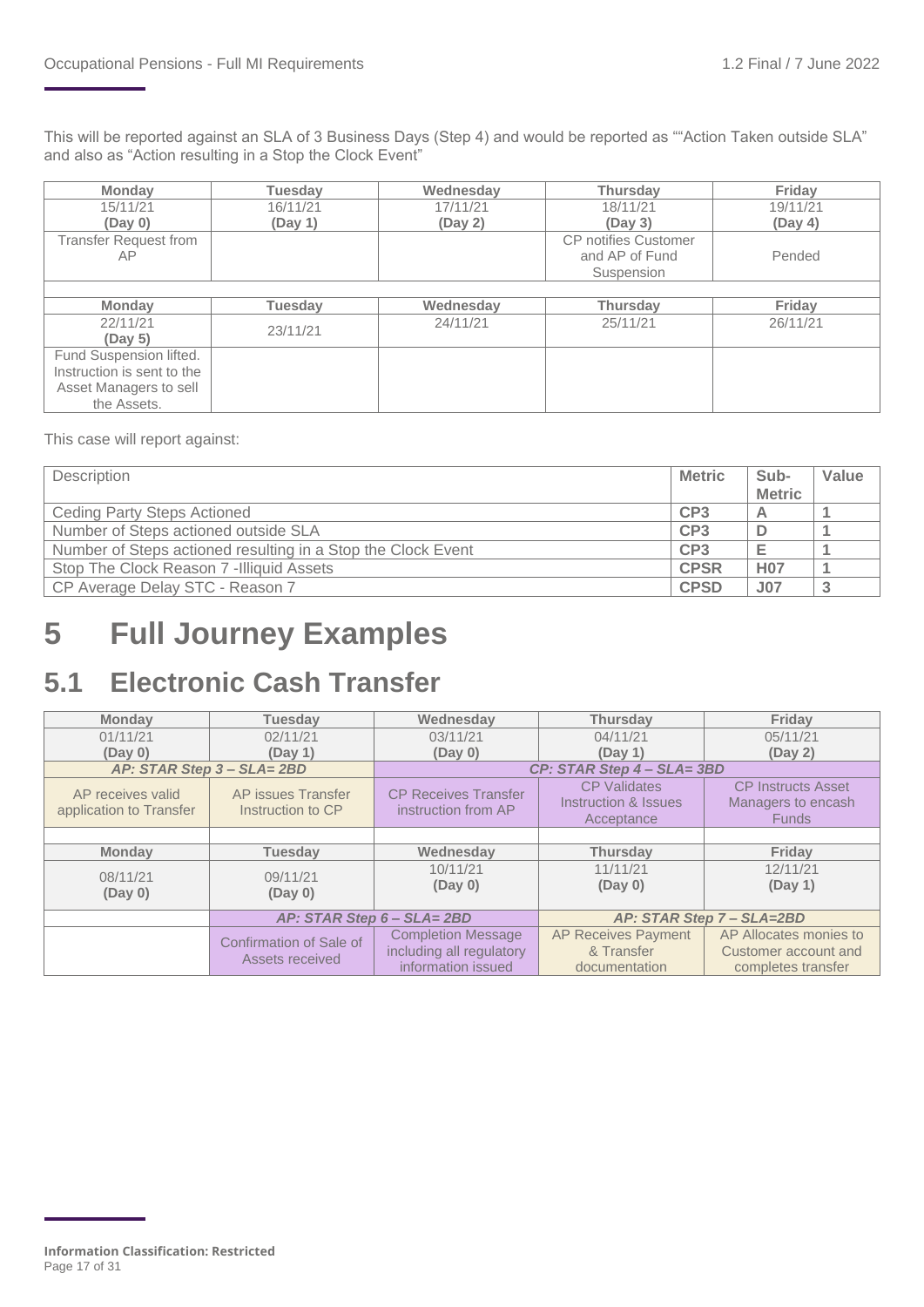This will be reported against an SLA of 3 Business Days (Step 4) and would be reported as ""Action Taken outside SLA" and also as "Action resulting in a Stop the Clock Event"

| Monday | Tuesday | Wednesday | Thursday | Friday |
|---|---|---|---|---|
| 15/11/21 **(Day 0)** | 16/11/21 **(Day 1)** | 17/11/21 **(Day 2)** | 18/11/21 **(Day 3)** | 19/11/21 **(Day 4)** |
| Transfer Request from AP | | | CP notifies Customer and AP of Fund Suspension | Pended |
| | | | | |
| **Monday** | **Tuesday** | **Wednesday** | **Thursday** | **Friday** |
| 22/11/21 **(Day 5)** | 23/11/21 | 24/11/21 | 25/11/21 | 26/11/21 |
| Fund Suspension lifted. Instruction is sent to the Asset Managers to sell the Assets. | | | | |

This case will report against:

| Description | Metric | Sub-Metric | Value |
|---|---|---|---|
| Ceding Party Steps Actioned | CP3 | A | 1 |
| Number of Steps actioned outside SLA | CP3 | D | 1 |
| Number of Steps actioned resulting in a Stop the Clock Event | CP3 | E | 1 |
| Stop The Clock Reason 7 -Illiquid Assets | CPSR | H07 | 1 |
| CP Average Delay STC - Reason 7 | CPSD | J07 | 3 |

# 5 Full Journey Examples

## 5.1 Electronic Cash Transfer

| Monday | Tuesday | Wednesday | Thursday | Friday |
|---|---|---|---|---|
| 01/11/21 **(Day 0)** | 02/11/21 **(Day 1)** | 03/11/21 **(Day 0)** | 04/11/21 **(Day 1)** | 05/11/21 **(Day 2)** |
| ***AP: STAR Step 3 – SLA= 2BD*** | | ***CP: STAR Step 4 – SLA= 3BD*** | | |
| AP receives valid application to Transfer | AP issues Transfer Instruction to CP | CP Receives Transfer instruction from AP | CP Validates Instruction & Issues Acceptance | CP Instructs Asset Managers to encash Funds |
| | | | | |
| **Monday** | **Tuesday** | **Wednesday** | **Thursday** | **Friday** |
| 08/11/21 **(Day 0)** | 09/11/21 **(Day 0)** | 10/11/21 **(Day 0)** | 11/11/21 **(Day 0)** | 12/11/21 **(Day 1)** |
| | ***AP: STAR Step 6 – SLA= 2BD*** | | ***AP: STAR Step 7 – SLA=2BD*** | |
| | Confirmation of Sale of Assets received | Completion Message including all regulatory information issued | AP Receives Payment & Transfer documentation | AP Allocates monies to Customer account and completes transfer |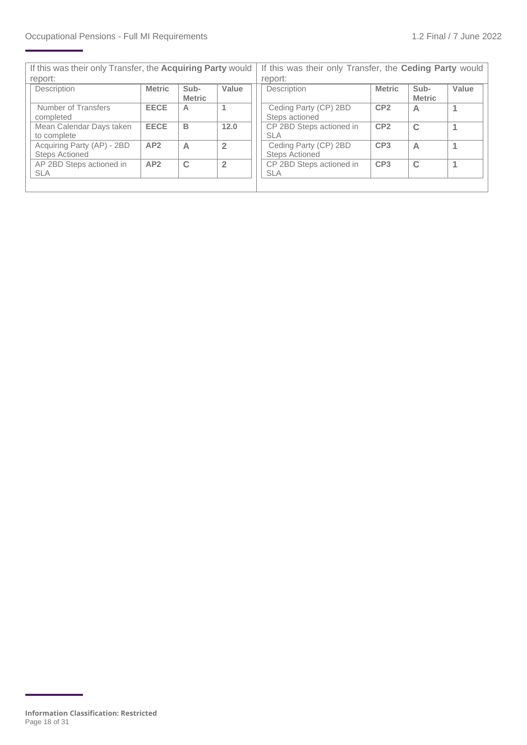If this was their only Transfer, the **Acquiring Party** would report:

| Description | Metric | Sub-Metric | Value |
| --- | --- | --- | --- |
| Number of Transfers completed | **EECE** | A | 1 |
| Mean Calendar Days taken to complete | **EECE** | B | **12.0** |
| Acquiring Party (AP) - 2BD Steps Actioned | **AP2** | A | 2 |
| AP 2BD Steps actioned in SLA | **AP2** | C | 2 |

If this was their only Transfer, the **Ceding Party** would report:

| Description | Metric | Sub-Metric | Value |
| --- | --- | --- | --- |
| Ceding Party (CP) 2BD Steps actioned | **CP2** | A | 1 |
| CP 2BD Steps actioned in SLA | **CP2** | C | 1 |
| Ceding Party (CP) 2BD Steps Actioned | **CP3** | A | 1 |
| CP 2BD Steps actioned in SLA | **CP3** | C | 1 |

**Information Classification: Restricted**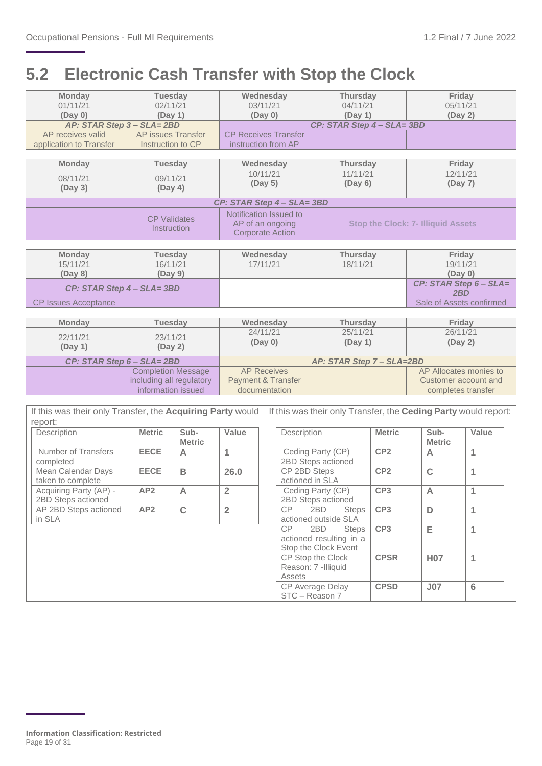## 5.2 Electronic Cash Transfer with Stop the Clock

| Monday | Tuesday | Wednesday | Thursday | Friday |
|---|---|---|---|---|
| 01/11/21 **(Day 0)** | 02/11/21 **(Day 1)** | 03/11/21 **(Day 0)** | 04/11/21 **(Day 1)** | 05/11/21 **(Day 2)** |
| ***AP: STAR Step 3 – SLA= 2BD*** | | ***CP: STAR Step 4 – SLA= 3BD*** | | |
| AP receives valid application to Transfer | AP issues Transfer Instruction to CP | CP Receives Transfer instruction from AP | | |
| **Monday** | **Tuesday** | **Wednesday** | **Thursday** | **Friday** |
| 08/11/21 **(Day 3)** | 09/11/21 **(Day 4)** | 10/11/21 **(Day 5)** | 11/11/21 **(Day 6)** | 12/11/21 **(Day 7)** |
| ***CP: STAR Step 4 – SLA= 3BD*** | | | | |
| | CP Validates Instruction | Notification Issued to AP of an ongoing Corporate Action | **Stop the Clock: 7- Illiquid Assets** | |
| **Monday** | **Tuesday** | **Wednesday** | **Thursday** | **Friday** |
| 15/11/21 **(Day 8)** | 16/11/21 **(Day 9)** | 17/11/21 | 18/11/21 | 19/11/21 **(Day 0)** |
| ***CP: STAR Step 4 – SLA= 3BD*** | | | | ***CP: STAR Step 6 – SLA= 2BD*** |
| CP Issues Acceptance | | | | Sale of Assets confirmed |
| **Monday** | **Tuesday** | **Wednesday** | **Thursday** | **Friday** |
| 22/11/21 **(Day 1)** | 23/11/21 **(Day 2)** | 24/11/21 **(Day 0)** | 25/11/21 **(Day 1)** | 26/11/21 **(Day 2)** |
| ***CP: STAR Step 6 – SLA= 2BD*** | | ***AP: STAR Step 7 – SLA=2BD*** | | |
| | Completion Message including all regulatory information issued | AP Receives Payment & Transfer documentation | | AP Allocates monies to Customer account and completes transfer |

If this was their only Transfer, the **Acquiring Party** would report:

| Description | Metric | Sub-Metric | Value |
|---|---|---|---|
| Number of Transfers completed | **EECE** | **A** | **1** |
| Mean Calendar Days taken to complete | **EECE** | **B** | **26.0** |
| Acquiring Party (AP) - 2BD Steps actioned | **AP2** | **A** | **2** |
| AP 2BD Steps actioned in SLA | **AP2** | **C** | **2** |

If this was their only Transfer, the **Ceding Party** would report:

| Description | Metric | Sub-Metric | Value |
|---|---|---|---|
| Ceding Party (CP) 2BD Steps actioned | **CP2** | **A** | **1** |
| CP 2BD Steps actioned in SLA | **CP2** | **C** | **1** |
| Ceding Party (CP) 2BD Steps actioned | **CP3** | **A** | **1** |
| CP 2BD Steps actioned outside SLA | **CP3** | **D** | **1** |
| CP 2BD Steps actioned resulting in a Stop the Clock Event | **CP3** | **E** | **1** |
| CP Stop the Clock Reason: 7 -Illiquid Assets | **CPSR** | **H07** | **1** |
| CP Average Delay STC – Reason 7 | **CPSD** | **J07** | **6** |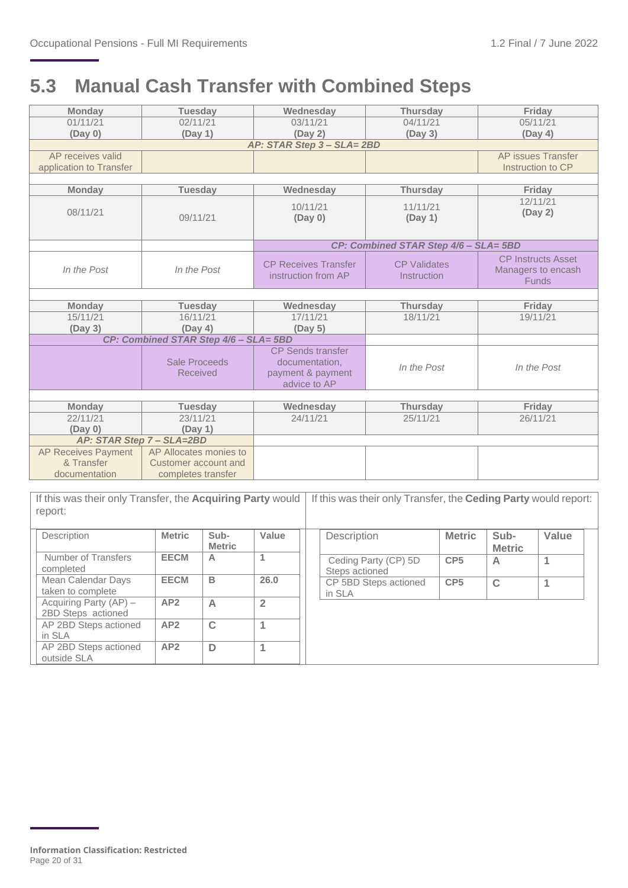## 5.3 Manual Cash Transfer with Combined Steps

| Monday | Tuesday | Wednesday | Thursday | Friday |
|---|---|---|---|---|
| 01/11/21 **(Day 0)** | 02/11/21 **(Day 1)** | 03/11/21 **(Day 2)** | 04/11/21 **(Day 3)** | 05/11/21 **(Day 4)** |
| ***AP: STAR Step 3 – SLA= 2BD*** | | | | |
| AP receives valid application to Transfer | | | | AP issues Transfer Instruction to CP |

| Monday | Tuesday | Wednesday | Thursday | Friday |
|---|---|---|---|---|
| 08/11/21 | 09/11/21 | 10/11/21 **(Day 0)** | 11/11/21 **(Day 1)** | 12/11/21 **(Day 2)** |
| | | ***CP: Combined STAR Step 4/6 – SLA= 5BD*** | | |
| *In the Post* | *In the Post* | CP Receives Transfer instruction from AP | CP Validates Instruction | CP Instructs Asset Managers to encash Funds |

| Monday | Tuesday | Wednesday | Thursday | Friday |
|---|---|---|---|---|
| 15/11/21 **(Day 3)** | 16/11/21 **(Day 4)** | 17/11/21 **(Day 5)** | 18/11/21 | 19/11/21 |
| ***CP: Combined STAR Step 4/6 – SLA= 5BD*** | | | | |
| | Sale Proceeds Received | CP Sends transfer documentation, payment & payment advice to AP | *In the Post* | *In the Post* |

| Monday | Tuesday | Wednesday | Thursday | Friday |
|---|---|---|---|---|
| 22/11/21 **(Day 0)** | 23/11/21 **(Day 1)** | 24/11/21 | 25/11/21 | 26/11/21 |
| ***AP: STAR Step 7 – SLA=2BD*** | | | | |
| AP Receives Payment & Transfer documentation | AP Allocates monies to Customer account and completes transfer | | | |

If this was their only Transfer, the **Acquiring Party** would report:

| Description | Metric | Sub-Metric | Value |
|---|---|---|---|
| Number of Transfers completed | **EECM** | A | 1 |
| Mean Calendar Days taken to complete | **EECM** | B | **26.0** |
| Acquiring Party (AP) – 2BD Steps actioned | **AP2** | A | 2 |
| AP 2BD Steps actioned in SLA | **AP2** | C | 1 |
| AP 2BD Steps actioned outside SLA | **AP2** | D | 1 |

If this was their only Transfer, the **Ceding Party** would report:

| Description | Metric | Sub-Metric | Value |
|---|---|---|---|
| Ceding Party (CP) 5D Steps actioned | **CP5** | A | 1 |
| CP 5BD Steps actioned in SLA | **CP5** | C | 1 |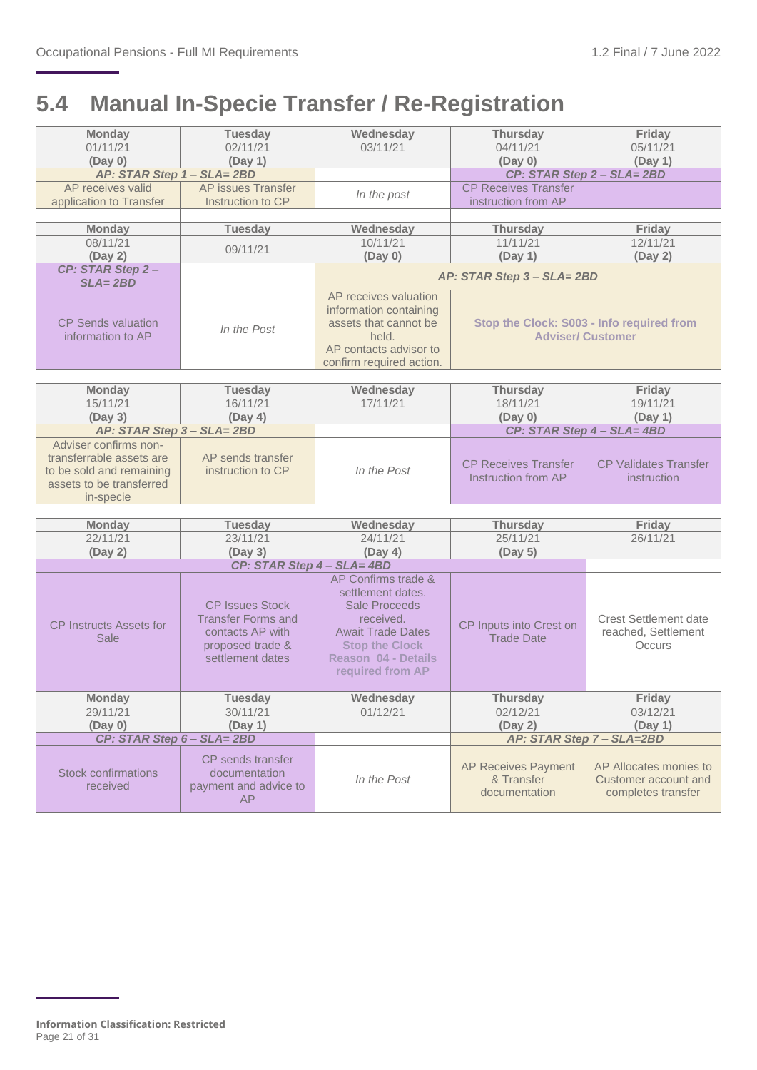## 5.4 Manual In-Specie Transfer / Re-Registration

| Monday | Tuesday | Wednesday | Thursday | Friday |
|---|---|---|---|---|
| 01/11/21 **(Day 0)** | 02/11/21 **(Day 1)** | 03/11/21 | 04/11/21 **(Day 0)** | 05/11/21 **(Day 1)** |
| ***AP: STAR Step 1 – SLA= 2BD*** | | | ***CP: STAR Step 2 – SLA= 2BD*** | |
| AP receives valid application to Transfer | AP issues Transfer Instruction to CP | *In the post* | CP Receives Transfer instruction from AP | |
| | | | | |
| **Monday** | **Tuesday** | **Wednesday** | **Thursday** | **Friday** |
| 08/11/21 **(Day 2)** | 09/11/21 | 10/11/21 **(Day 0)** | 11/11/21 **(Day 1)** | 12/11/21 **(Day 2)** |
| ***CP: STAR Step 2 – SLA= 2BD*** | | ***AP: STAR Step 3 – SLA= 2BD*** | | |
| CP Sends valuation information to AP | *In the Post* | AP receives valuation information containing assets that cannot be held. AP contacts advisor to confirm required action. | **Stop the Clock: S003 - Info required from Adviser/ Customer** | |
| | | | | |
| **Monday** | **Tuesday** | **Wednesday** | **Thursday** | **Friday** |
| 15/11/21 **(Day 3)** | 16/11/21 **(Day 4)** | 17/11/21 | 18/11/21 **(Day 0)** | 19/11/21 **(Day 1)** |
| ***AP: STAR Step 3 – SLA= 2BD*** | | | ***CP: STAR Step 4 – SLA= 4BD*** | |
| Adviser confirms non-transferrable assets are to be sold and remaining assets to be transferred in-specie | AP sends transfer instruction to CP | *In the Post* | CP Receives Transfer Instruction from AP | CP Validates Transfer instruction |
| | | | | |
| **Monday** | **Tuesday** | **Wednesday** | **Thursday** | **Friday** |
| 22/11/21 **(Day 2)** | 23/11/21 **(Day 3)** | 24/11/21 **(Day 4)** | 25/11/21 **(Day 5)** | 26/11/21 |
| ***CP: STAR Step 4 – SLA= 4BD*** | | | | |
| CP Instructs Assets for Sale | CP Issues Stock Transfer Forms and contacts AP with proposed trade & settlement dates | AP Confirms trade & settlement dates. Sale Proceeds received. Await Trade Dates **Stop the Clock Reason 04 - Details required from AP** | CP Inputs into Crest on Trade Date | Crest Settlement date reached, Settlement Occurs |
| **Monday** | **Tuesday** | **Wednesday** | **Thursday** | **Friday** |
| 29/11/21 **(Day 0)** | 30/11/21 **(Day 1)** | 01/12/21 | 02/12/21 **(Day 2)** | 03/12/21 **(Day 1)** |
| ***CP: STAR Step 6 – SLA= 2BD*** | | | ***AP: STAR Step 7 – SLA=2BD*** | |
| Stock confirmations received | CP sends transfer documentation payment and advice to AP | *In the Post* | AP Receives Payment & Transfer documentation | AP Allocates monies to Customer account and completes transfer |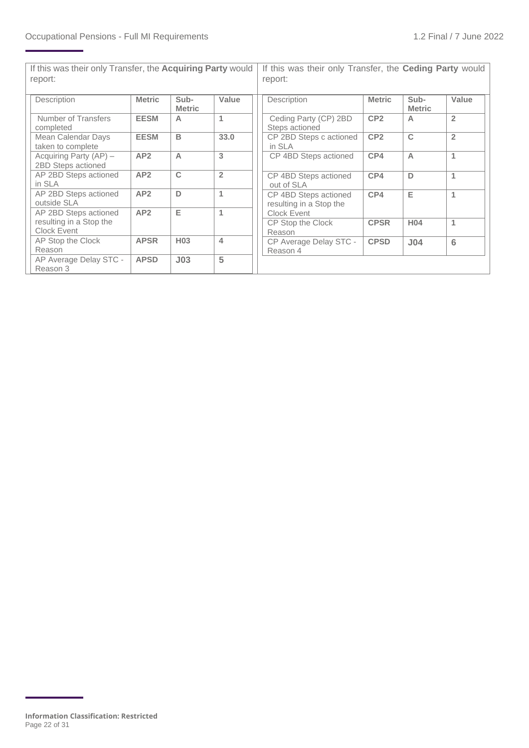If this was their only Transfer, the **Acquiring Party** would report:

| Description | Metric | Sub-Metric | Value |
|---|---|---|---|
| Number of Transfers completed | **EESM** | A | 1 |
| Mean Calendar Days taken to complete | **EESM** | B | **33.0** |
| Acquiring Party (AP) – 2BD Steps actioned | **AP2** | A | 3 |
| AP 2BD Steps actioned in SLA | **AP2** | C | 2 |
| AP 2BD Steps actioned outside SLA | **AP2** | D | 1 |
| AP 2BD Steps actioned resulting in a Stop the Clock Event | **AP2** | E | 1 |
| AP Stop the Clock Reason | **APSR** | H03 | 4 |
| AP Average Delay STC - Reason 3 | **APSD** | J03 | 5 |

If this was their only Transfer, the **Ceding Party** would report:

| Description | Metric | Sub-Metric | Value |
|---|---|---|---|
| Ceding Party (CP) 2BD Steps actioned | **CP2** | A | 2 |
| CP 2BD Steps c actioned in SLA | **CP2** | C | 2 |
| CP 4BD Steps actioned | **CP4** | A | 1 |
| CP 4BD Steps actioned out of SLA | **CP4** | D | 1 |
| CP 4BD Steps actioned resulting in a Stop the Clock Event | **CP4** | E | 1 |
| CP Stop the Clock Reason | **CPSR** | H04 | 1 |
| CP Average Delay STC - Reason 4 | **CPSD** | J04 | 6 |

**Information Classification: Restricted**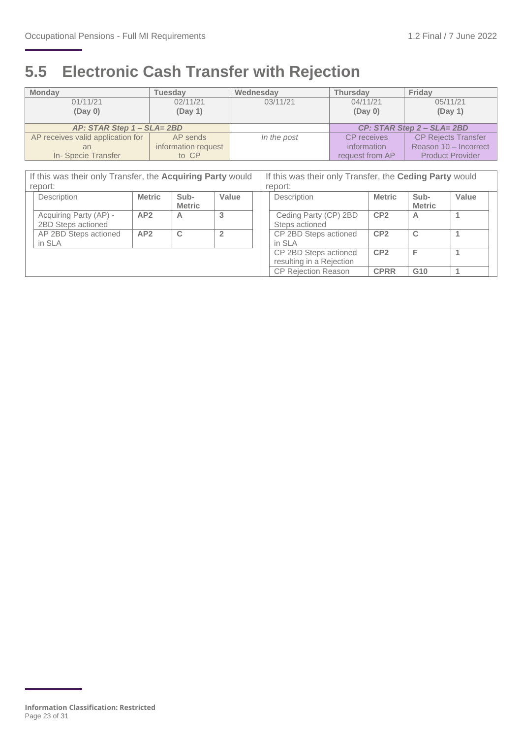## 5.5 Electronic Cash Transfer with Rejection

| Monday | Tuesday | Wednesday | Thursday | Friday |
|---|---|---|---|---|
| 01/11/21 **(Day 0)** | 02/11/21 **(Day 1)** | 03/11/21 | 04/11/21 **(Day 0)** | 05/11/21 **(Day 1)** |
| ***AP: STAR Step 1 – SLA= 2BD*** | | | ***CP: STAR Step 2 – SLA= 2BD*** | |
| AP receives valid application for an In- Specie Transfer | AP sends information request to CP | *In the post* | CP receives information request from AP | CP Rejects Transfer Reason 10 – Incorrect Product Provider |

If this was their only Transfer, the **Acquiring Party** would report:

| Description | Metric | Sub-Metric | Value |
|---|---|---|---|
| Acquiring Party (AP) - 2BD Steps actioned | **AP2** | **A** | **3** |
| AP 2BD Steps actioned in SLA | **AP2** | **C** | **2** |

If this was their only Transfer, the **Ceding Party** would report:

| Description | Metric | Sub-Metric | Value |
|---|---|---|---|
| Ceding Party (CP) 2BD Steps actioned | **CP2** | **A** | **1** |
| CP 2BD Steps actioned in SLA | **CP2** | **C** | **1** |
| CP 2BD Steps actioned resulting in a Rejection | **CP2** | **F** | **1** |
| CP Rejection Reason | **CPRR** | **G10** | **1** |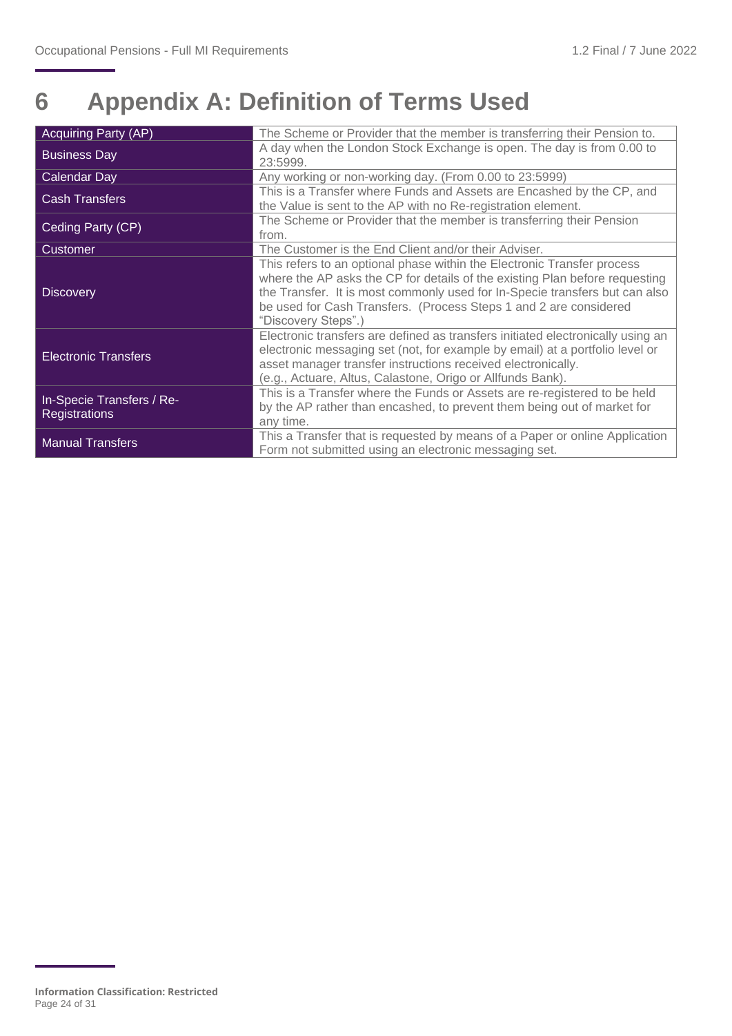# 6 Appendix A: Definition of Terms Used

| Term | Definition |
|---|---|
| Acquiring Party (AP) | The Scheme or Provider that the member is transferring their Pension to. |
| Business Day | A day when the London Stock Exchange is open. The day is from 0.00 to 23:5999. |
| Calendar Day | Any working or non-working day. (From 0.00 to 23:5999) |
| Cash Transfers | This is a Transfer where Funds and Assets are Encashed by the CP, and the Value is sent to the AP with no Re-registration element. |
| Ceding Party (CP) | The Scheme or Provider that the member is transferring their Pension from. |
| Customer | The Customer is the End Client and/or their Adviser. |
| Discovery | This refers to an optional phase within the Electronic Transfer process where the AP asks the CP for details of the existing Plan before requesting the Transfer. It is most commonly used for In-Specie transfers but can also be used for Cash Transfers. (Process Steps 1 and 2 are considered "Discovery Steps".) |
| Electronic Transfers | Electronic transfers are defined as transfers initiated electronically using an electronic messaging set (not, for example by email) at a portfolio level or asset manager transfer instructions received electronically. (e.g., Actuare, Altus, Calastone, Origo or Allfunds Bank). |
| In-Specie Transfers / Re-Registrations | This is a Transfer where the Funds or Assets are re-registered to be held by the AP rather than encashed, to prevent them being out of market for any time. |
| Manual Transfers | This a Transfer that is requested by means of a Paper or online Application Form not submitted using an electronic messaging set. |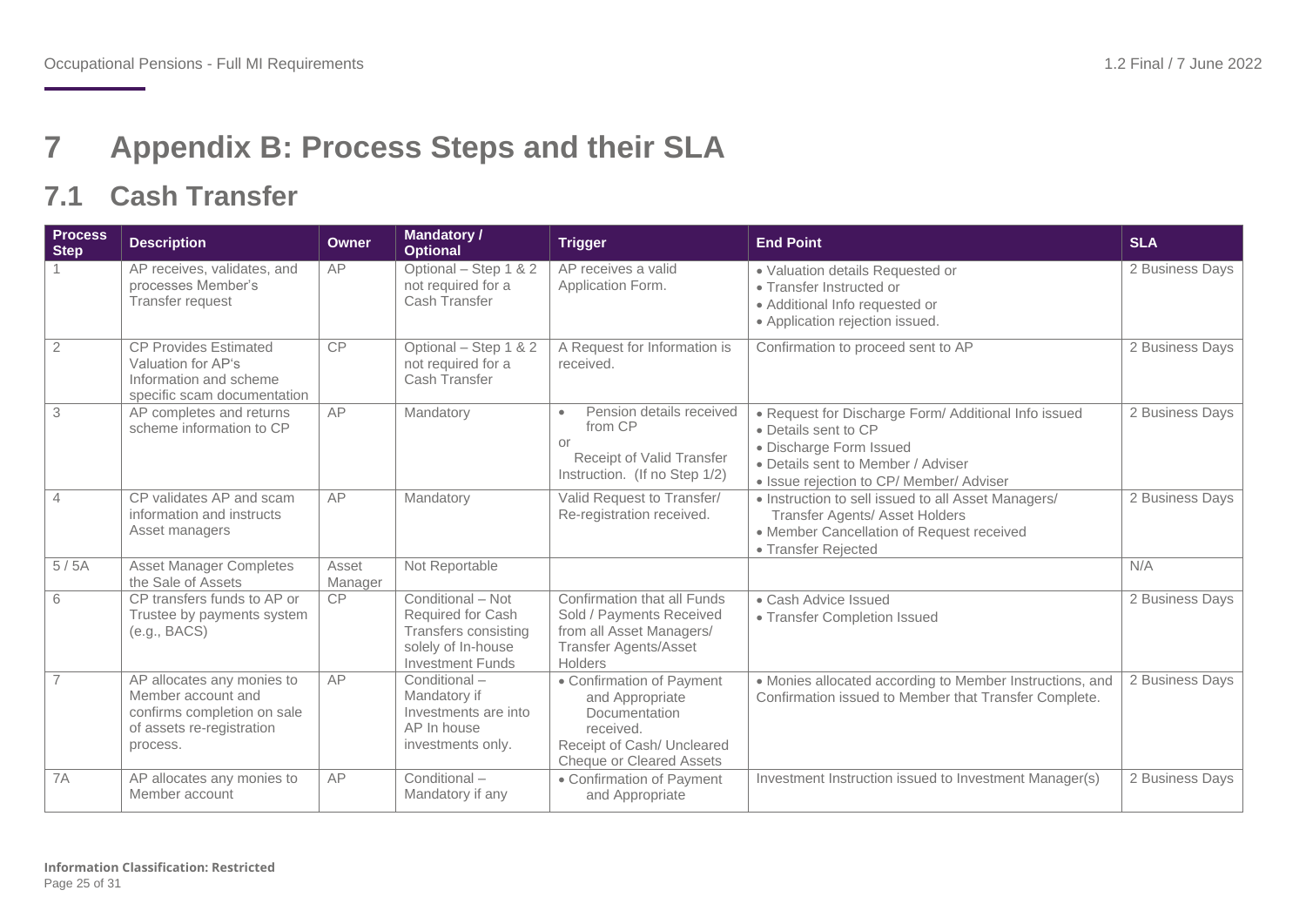# 7 Appendix B: Process Steps and their SLA

## 7.1 Cash Transfer

| Process Step | Description | Owner | Mandatory / Optional | Trigger | End Point | SLA |
|---|---|---|---|---|---|---|
| 1 | AP receives, validates, and processes Member's Transfer request | AP | Optional – Step 1 & 2 not required for a Cash Transfer | AP receives a valid Application Form. | • Valuation details Requested or<br>• Transfer Instructed or<br>• Additional Info requested or<br>• Application rejection issued. | 2 Business Days |
| 2 | CP Provides Estimated Valuation for AP's Information and scheme specific scam documentation | CP | Optional – Step 1 & 2 not required for a Cash Transfer | A Request for Information is received. | Confirmation to proceed sent to AP | 2 Business Days |
| 3 | AP completes and returns scheme information to CP | AP | Mandatory | • Pension details received from CP<br>or<br>Receipt of Valid Transfer Instruction. (If no Step 1/2) | • Request for Discharge Form/ Additional Info issued<br>• Details sent to CP<br>• Discharge Form Issued<br>• Details sent to Member / Adviser<br>• Issue rejection to CP/ Member/ Adviser | 2 Business Days |
| 4 | CP validates AP and scam information and instructs Asset managers | AP | Mandatory | Valid Request to Transfer/ Re-registration received. | • Instruction to sell issued to all Asset Managers/ Transfer Agents/ Asset Holders<br>• Member Cancellation of Request received<br>• Transfer Rejected | 2 Business Days |
| 5 / 5A | Asset Manager Completes the Sale of Assets | Asset Manager | Not Reportable | | | N/A |
| 6 | CP transfers funds to AP or Trustee by payments system (e.g., BACS) | CP | Conditional – Not Required for Cash Transfers consisting solely of In-house Investment Funds | Confirmation that all Funds Sold / Payments Received from all Asset Managers/ Transfer Agents/Asset Holders | • Cash Advice Issued<br>• Transfer Completion Issued | 2 Business Days |
| 7 | AP allocates any monies to Member account and confirms completion on sale of assets re-registration process. | AP | Conditional – Mandatory if Investments are into AP In house investments only. | • Confirmation of Payment and Appropriate Documentation received.<br>Receipt of Cash/ Uncleared Cheque or Cleared Assets | • Monies allocated according to Member Instructions, and Confirmation issued to Member that Transfer Complete. | 2 Business Days |
| 7A | AP allocates any monies to Member account | AP | Conditional – Mandatory if any | • Confirmation of Payment and Appropriate | Investment Instruction issued to Investment Manager(s) | 2 Business Days |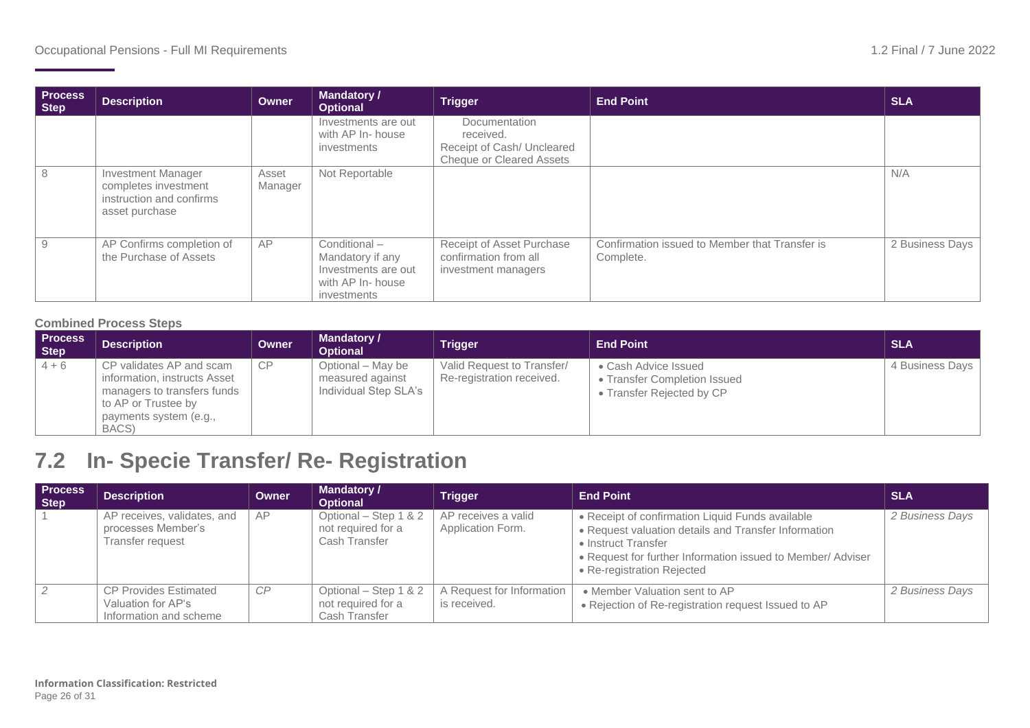| Process Step | Description | Owner | Mandatory / Optional | Trigger | End Point | SLA |
|---|---|---|---|---|---|---|
| | | | Investments are out with AP In- house investments | Documentation received.<br>Receipt of Cash/ Uncleared Cheque or Cleared Assets | | |
| 8 | Investment Manager completes investment instruction and confirms asset purchase | Asset Manager | Not Reportable | | | N/A |
| 9 | AP Confirms completion of the Purchase of Assets | AP | Conditional – Mandatory if any Investments are out with AP In- house investments | Receipt of Asset Purchase confirmation from all investment managers | Confirmation issued to Member that Transfer is Complete. | 2 Business Days |

**Combined Process Steps**

| Process Step | Description | Owner | Mandatory / Optional | Trigger | End Point | SLA |
|---|---|---|---|---|---|---|
| 4 + 6 | CP validates AP and scam information, instructs Asset managers to transfers funds to AP or Trustee by payments system (e.g., BACS) | CP | Optional – May be measured against Individual Step SLA's | Valid Request to Transfer/ Re-registration received. | • Cash Advice Issued<br>• Transfer Completion Issued<br>• Transfer Rejected by CP | 4 Business Days |

## 7.2 In- Specie Transfer/ Re- Registration

| Process Step | Description | Owner | Mandatory / Optional | Trigger | End Point | SLA |
|---|---|---|---|---|---|---|
| 1 | AP receives, validates, and processes Member's Transfer request | AP | Optional – Step 1 & 2 not required for a Cash Transfer | AP receives a valid Application Form. | • Receipt of confirmation Liquid Funds available<br>• Request valuation details and Transfer Information<br>• Instruct Transfer<br>• Request for further Information issued to Member/ Adviser<br>• Re-registration Rejected | *2 Business Days* |
| *2* | CP Provides Estimated Valuation for AP's Information and scheme | *CP* | Optional – Step 1 & 2 not required for a Cash Transfer | A Request for Information is received. | • Member Valuation sent to AP<br>• Rejection of Re-registration request Issued to AP | *2 Business Days* |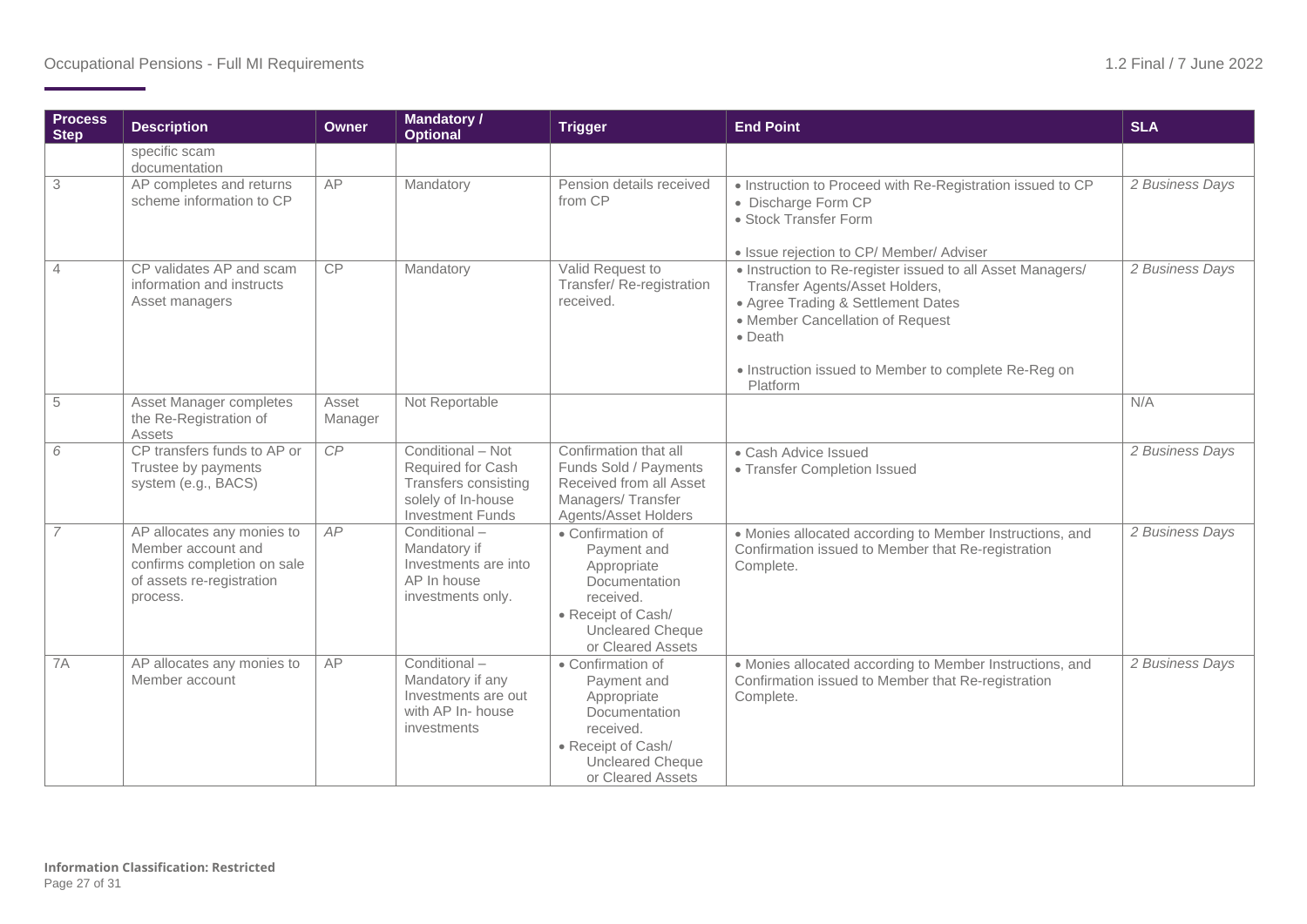| Process Step | Description | Owner | Mandatory / Optional | Trigger | End Point | SLA |
|---|---|---|---|---|---|---|
| | specific scam documentation | | | | | |
| 3 | AP completes and returns scheme information to CP | AP | Mandatory | Pension details received from CP | • Instruction to Proceed with Re-Registration issued to CP<br>• Discharge Form CP<br>• Stock Transfer Form<br><br>• Issue rejection to CP/ Member/ Adviser | *2 Business Days* |
| 4 | CP validates AP and scam information and instructs Asset managers | CP | Mandatory | Valid Request to Transfer/ Re-registration received. | • Instruction to Re-register issued to all Asset Managers/ Transfer Agents/Asset Holders,<br>• Agree Trading & Settlement Dates<br>• Member Cancellation of Request<br>• Death<br><br>• Instruction issued to Member to complete Re-Reg on Platform | *2 Business Days* |
| 5 | Asset Manager completes the Re-Registration of Assets | Asset Manager | Not Reportable | | | N/A |
| *6* | CP transfers funds to AP or Trustee by payments system (e.g., BACS) | *CP* | Conditional – Not Required for Cash Transfers consisting solely of In-house Investment Funds | Confirmation that all Funds Sold / Payments Received from all Asset Managers/ Transfer Agents/Asset Holders | • Cash Advice Issued<br>• Transfer Completion Issued | *2 Business Days* |
| *7* | AP allocates any monies to Member account and confirms completion on sale of assets re-registration process. | *AP* | Conditional – Mandatory if Investments are into AP In house investments only. | • Confirmation of Payment and Appropriate Documentation received.<br>• Receipt of Cash/ Uncleared Cheque or Cleared Assets | • Monies allocated according to Member Instructions, and Confirmation issued to Member that Re-registration Complete. | *2 Business Days* |
| 7A | AP allocates any monies to Member account | AP | Conditional – Mandatory if any Investments are out with AP In- house investments | • Confirmation of Payment and Appropriate Documentation received.<br>• Receipt of Cash/ Uncleared Cheque or Cleared Assets | • Monies allocated according to Member Instructions, and Confirmation issued to Member that Re-registration Complete. | *2 Business Days* |

**Information Classification: Restricted**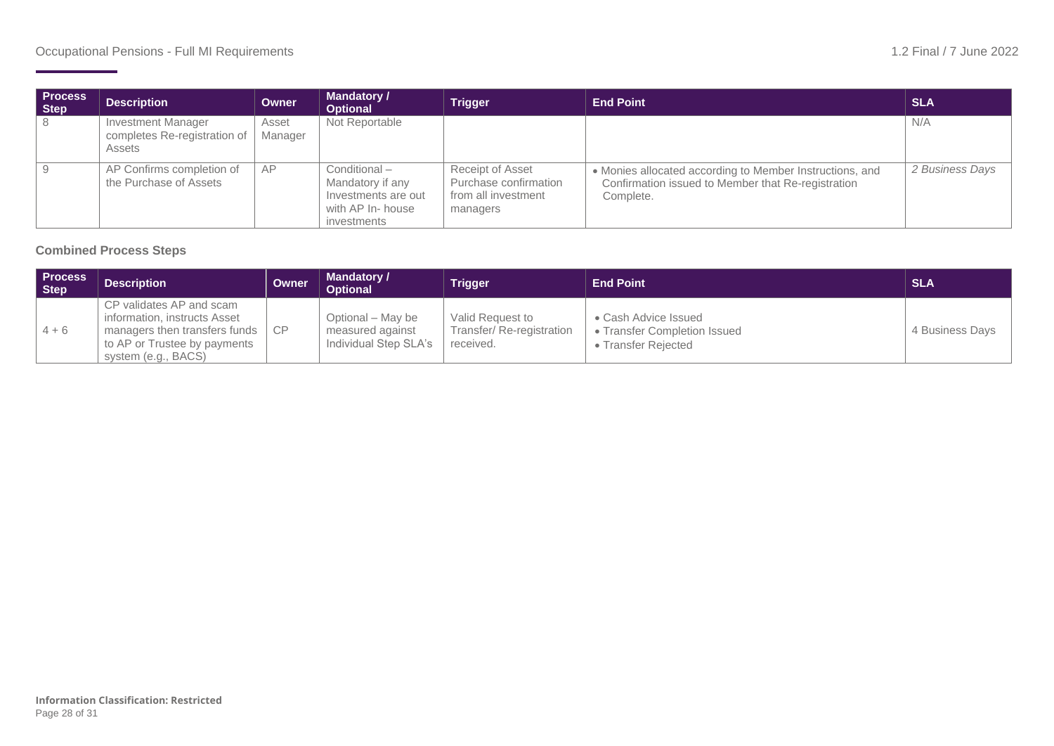| Process Step | Description | Owner | Mandatory / Optional | Trigger | End Point | SLA |
|---|---|---|---|---|---|---|
| 8 | Investment Manager completes Re-registration of Assets | Asset Manager | Not Reportable | | | N/A |
| 9 | AP Confirms completion of the Purchase of Assets | AP | Conditional – Mandatory if any Investments are out with AP In- house investments | Receipt of Asset Purchase confirmation from all investment managers | • Monies allocated according to Member Instructions, and Confirmation issued to Member that Re-registration Complete. | *2 Business Days* |

### Combined Process Steps

| Process Step | Description | Owner | Mandatory / Optional | Trigger | End Point | SLA |
|---|---|---|---|---|---|---|
| 4 + 6 | CP validates AP and scam information, instructs Asset managers then transfers funds to AP or Trustee by payments system (e.g., BACS) | CP | Optional – May be measured against Individual Step SLA's | Valid Request to Transfer/ Re-registration received. | • Cash Advice Issued<br>• Transfer Completion Issued<br>• Transfer Rejected | 4 Business Days |

**Information Classification: Restricted**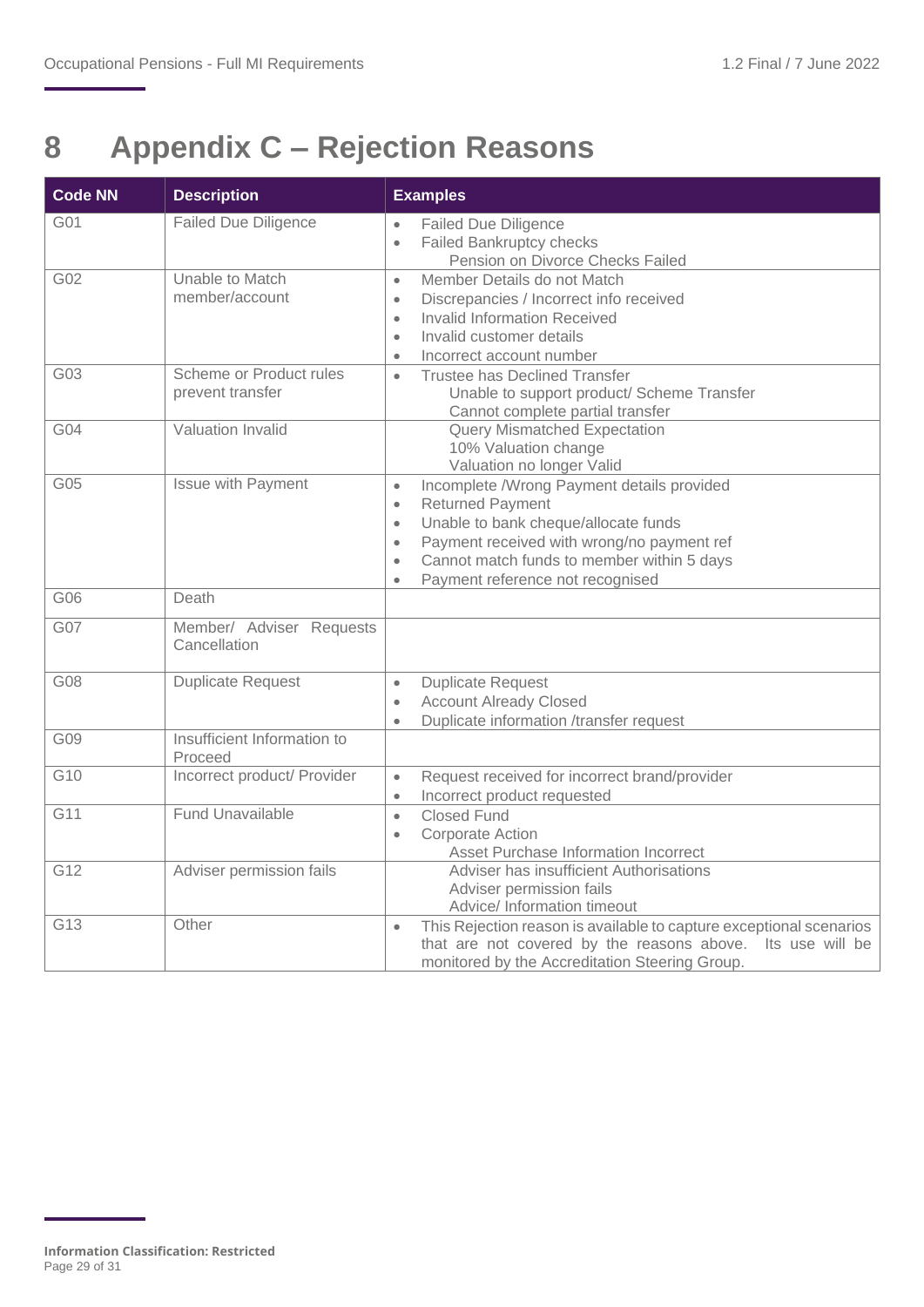# 8 Appendix C – Rejection Reasons

| Code NN | Description | Examples |
|---|---|---|
| G01 | Failed Due Diligence | • Failed Due Diligence<br>• Failed Bankruptcy checks<br>Pension on Divorce Checks Failed |
| G02 | Unable to Match member/account | • Member Details do not Match<br>• Discrepancies / Incorrect info received<br>• Invalid Information Received<br>• Invalid customer details<br>• Incorrect account number |
| G03 | Scheme or Product rules prevent transfer | • Trustee has Declined Transfer<br>Unable to support product/ Scheme Transfer<br>Cannot complete partial transfer |
| G04 | Valuation Invalid | Query Mismatched Expectation<br>10% Valuation change<br>Valuation no longer Valid |
| G05 | Issue with Payment | • Incomplete /Wrong Payment details provided<br>• Returned Payment<br>• Unable to bank cheque/allocate funds<br>• Payment received with wrong/no payment ref<br>• Cannot match funds to member within 5 days<br>• Payment reference not recognised |
| G06 | Death | |
| G07 | Member/ Adviser Requests Cancellation | |
| G08 | Duplicate Request | • Duplicate Request<br>• Account Already Closed<br>• Duplicate information /transfer request |
| G09 | Insufficient Information to Proceed | |
| G10 | Incorrect product/ Provider | • Request received for incorrect brand/provider<br>• Incorrect product requested |
| G11 | Fund Unavailable | • Closed Fund<br>• Corporate Action<br>Asset Purchase Information Incorrect |
| G12 | Adviser permission fails | Adviser has insufficient Authorisations<br>Adviser permission fails<br>Advice/ Information timeout |
| G13 | Other | • This Rejection reason is available to capture exceptional scenarios that are not covered by the reasons above. Its use will be monitored by the Accreditation Steering Group. |

**Information Classification: Restricted**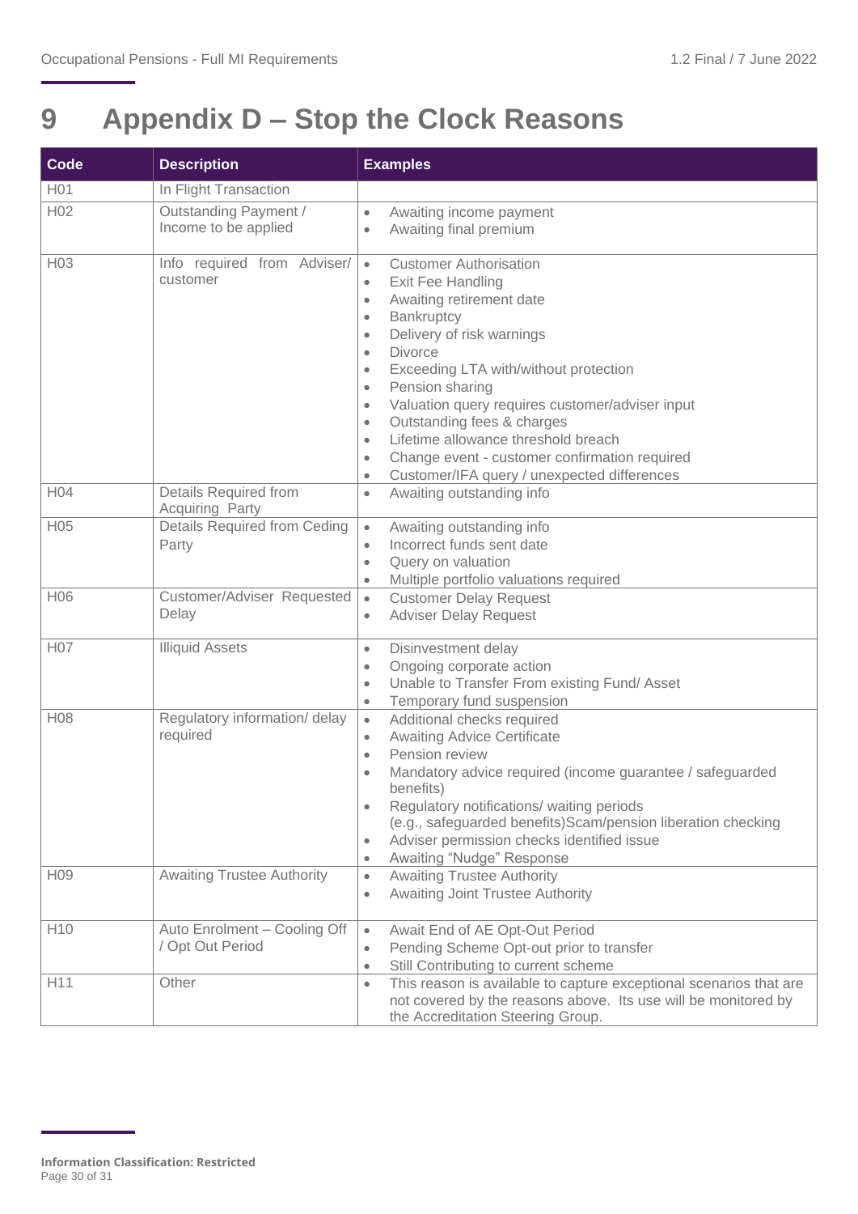# 9 Appendix D – Stop the Clock Reasons

| Code | Description | Examples |
|---|---|---|
| H01 | In Flight Transaction | |
| H02 | Outstanding Payment / Income to be applied | • Awaiting income payment<br>• Awaiting final premium |
| H03 | Info required from Adviser/ customer | • Customer Authorisation<br>• Exit Fee Handling<br>• Awaiting retirement date<br>• Bankruptcy<br>• Delivery of risk warnings<br>• Divorce<br>• Exceeding LTA with/without protection<br>• Pension sharing<br>• Valuation query requires customer/adviser input<br>• Outstanding fees & charges<br>• Lifetime allowance threshold breach<br>• Change event - customer confirmation required<br>• Customer/IFA query / unexpected differences |
| H04 | Details Required from Acquiring Party | • Awaiting outstanding info |
| H05 | Details Required from Ceding Party | • Awaiting outstanding info<br>• Incorrect funds sent date<br>• Query on valuation<br>• Multiple portfolio valuations required |
| H06 | Customer/Adviser Requested Delay | • Customer Delay Request<br>• Adviser Delay Request |
| H07 | Illiquid Assets | • Disinvestment delay<br>• Ongoing corporate action<br>• Unable to Transfer From existing Fund/ Asset<br>• Temporary fund suspension |
| H08 | Regulatory information/ delay required | • Additional checks required<br>• Awaiting Advice Certificate<br>• Pension review<br>• Mandatory advice required (income guarantee / safeguarded benefits)<br>• Regulatory notifications/ waiting periods (e.g., safeguarded benefits)Scam/pension liberation checking<br>• Adviser permission checks identified issue<br>• Awaiting "Nudge" Response |
| H09 | Awaiting Trustee Authority | • Awaiting Trustee Authority<br>• Awaiting Joint Trustee Authority |
| H10 | Auto Enrolment – Cooling Off / Opt Out Period | • Await End of AE Opt-Out Period<br>• Pending Scheme Opt-out prior to transfer<br>• Still Contributing to current scheme |
| H11 | Other | • This reason is available to capture exceptional scenarios that are not covered by the reasons above. Its use will be monitored by the Accreditation Steering Group. |

**Information Classification: Restricted**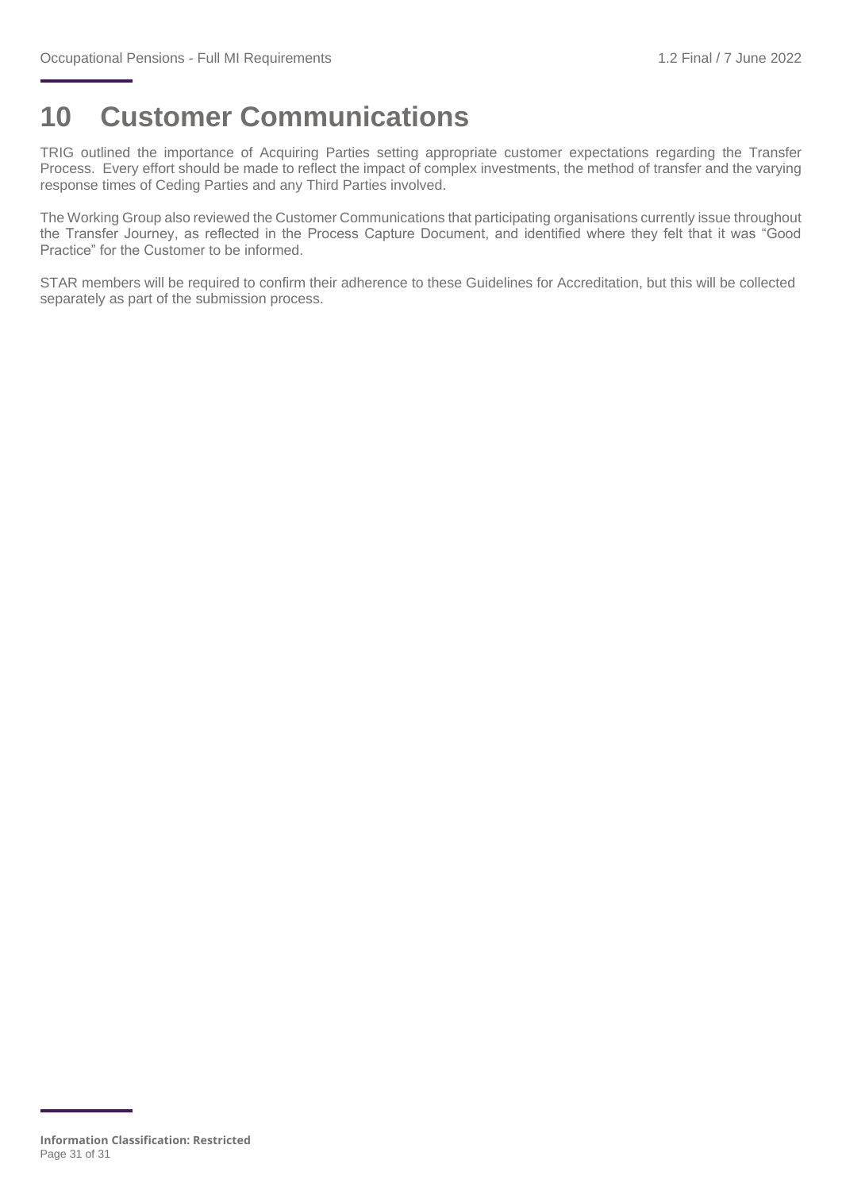# 10 Customer Communications

TRIG outlined the importance of Acquiring Parties setting appropriate customer expectations regarding the Transfer Process. Every effort should be made to reflect the impact of complex investments, the method of transfer and the varying response times of Ceding Parties and any Third Parties involved.

The Working Group also reviewed the Customer Communications that participating organisations currently issue throughout the Transfer Journey, as reflected in the Process Capture Document, and identified where they felt that it was "Good Practice" for the Customer to be informed.

STAR members will be required to confirm their adherence to these Guidelines for Accreditation, but this will be collected separately as part of the submission process.